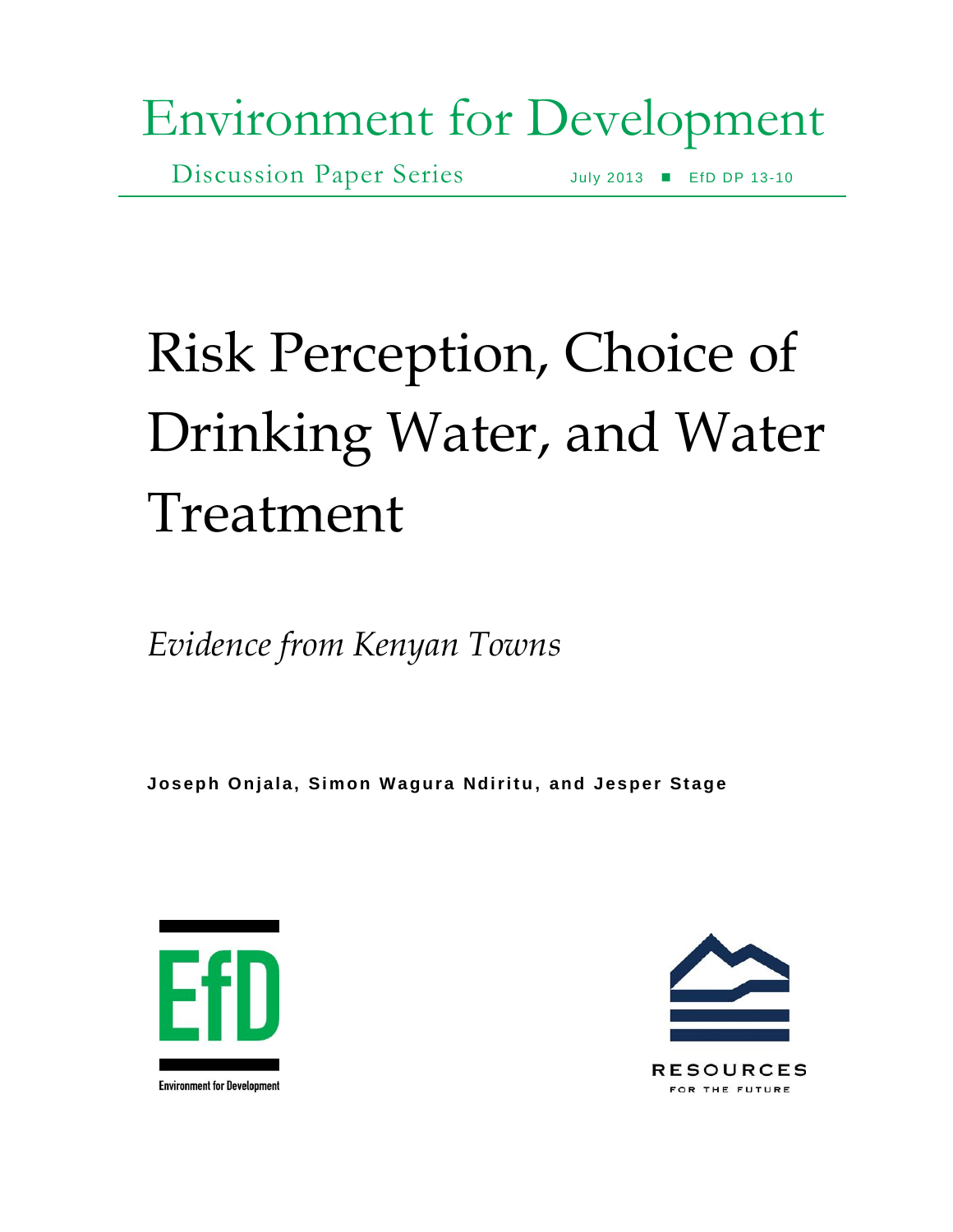Environment for Development

Discussion Paper Series

July 2013 ■ EfD DP 13-10

# Risk Perception, Choice of Drinking Water, and Water Treatment

*Evidence from Kenyan Towns*

**Joseph Onjala, Simon Wagura Ndiritu, and Jesper Stage**

EfD

Environment for Development

RESOURCES FOR THE FUTURE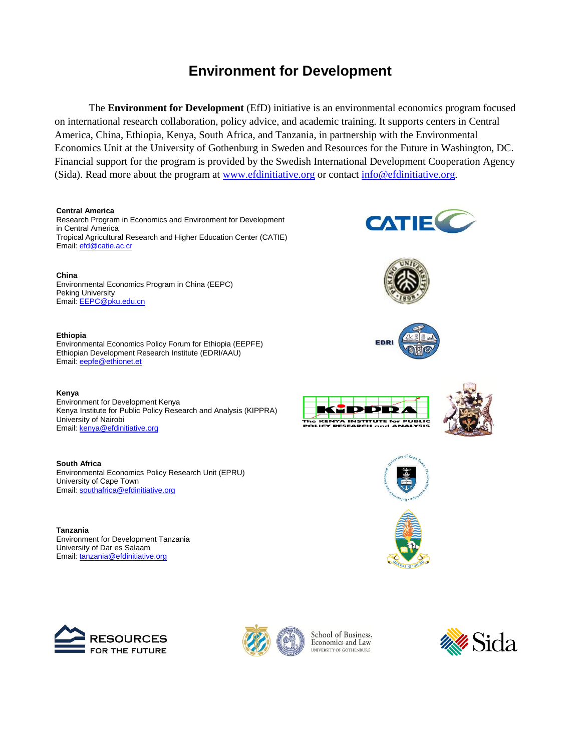# Environment for Development

The **Environment for Development** (EfD) initiative is an environmental economics program focused on international research collaboration, policy advice, and academic training. It supports centers in Central America, China, Ethiopia, Kenya, South Africa, and Tanzania, in partnership with the Environmental Economics Unit at the University of Gothenburg in Sweden and Resources for the Future in Washington, DC. Financial support for the program is provided by the Swedish International Development Cooperation Agency (Sida). Read more about the program at www.efdinitiative.org or contact info@efdinitiative.org.

**Central America**
Research Program in Economics and Environment for Development in Central America
Tropical Agricultural Research and Higher Education Center (CATIE)
Email: efd@catie.ac.cr

**China**
Environmental Economics Program in China (EEPC)
Peking University
Email: EEPC@pku.edu.cn

**Ethiopia**
Environmental Economics Policy Forum for Ethiopia (EEPFE)
Ethiopian Development Research Institute (EDRI/AAU)
Email: eepfe@ethionet.et

**Kenya**
Environment for Development Kenya
Kenya Institute for Public Policy Research and Analysis (KIPPRA)
University of Nairobi
Email: kenya@efdinitiative.org

**South Africa**
Environmental Economics Policy Research Unit (EPRU)
University of Cape Town
Email: southafrica@efdinitiative.org

**Tanzania**
Environment for Development Tanzania
University of Dar es Salaam
Email: tanzania@efdinitiative.org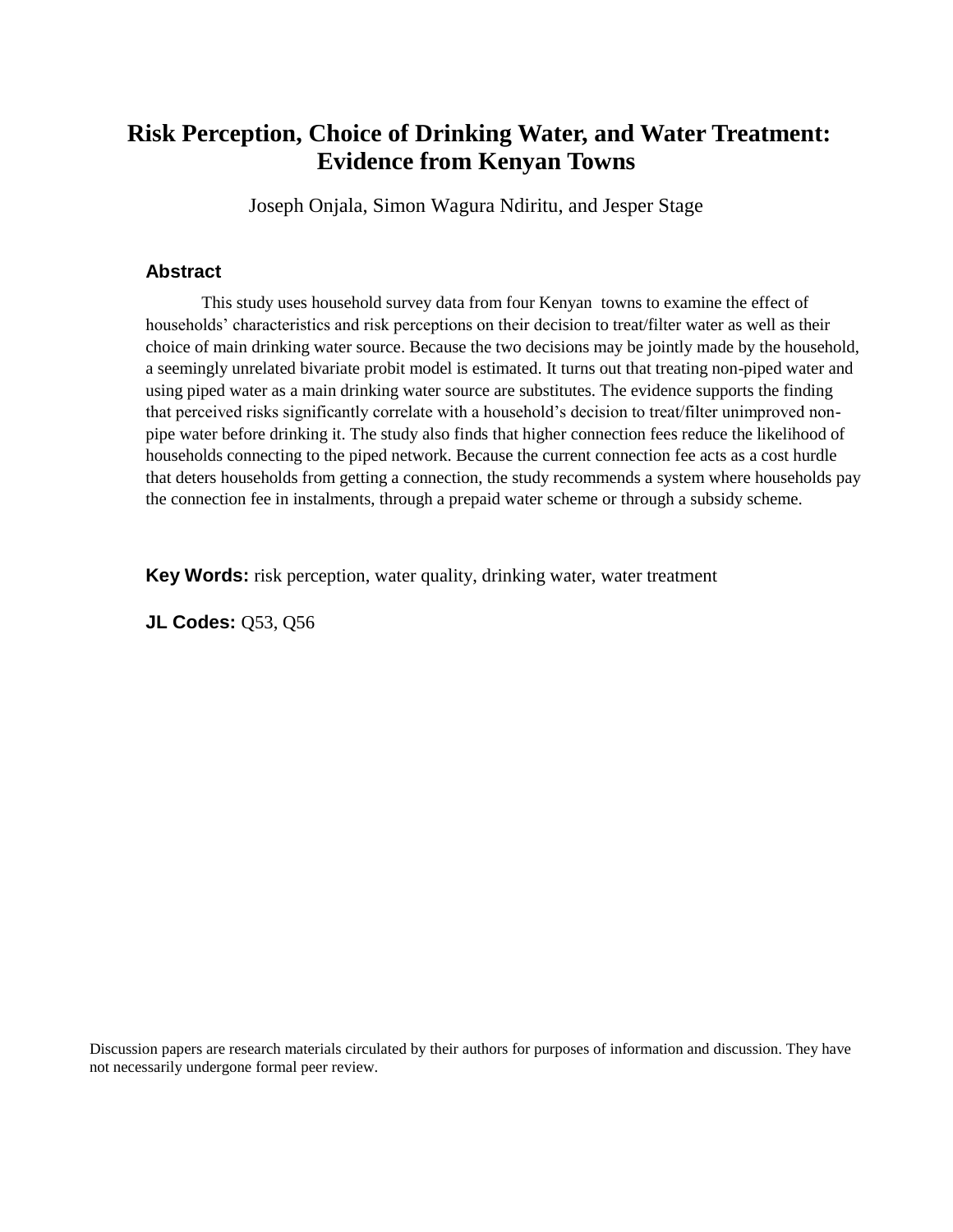# Risk Perception, Choice of Drinking Water, and Water Treatment: Evidence from Kenyan Towns

Joseph Onjala, Simon Wagura Ndiritu, and Jesper Stage

## Abstract

This study uses household survey data from four Kenyan towns to examine the effect of households' characteristics and risk perceptions on their decision to treat/filter water as well as their choice of main drinking water source. Because the two decisions may be jointly made by the household, a seemingly unrelated bivariate probit model is estimated. It turns out that treating non-piped water and using piped water as a main drinking water source are substitutes. The evidence supports the finding that perceived risks significantly correlate with a household's decision to treat/filter unimproved non-pipe water before drinking it. The study also finds that higher connection fees reduce the likelihood of households connecting to the piped network. Because the current connection fee acts as a cost hurdle that deters households from getting a connection, the study recommends a system where households pay the connection fee in instalments, through a prepaid water scheme or through a subsidy scheme.

**Key Words:** risk perception, water quality, drinking water, water treatment

**JL Codes:** Q53, Q56

Discussion papers are research materials circulated by their authors for purposes of information and discussion. They have not necessarily undergone formal peer review.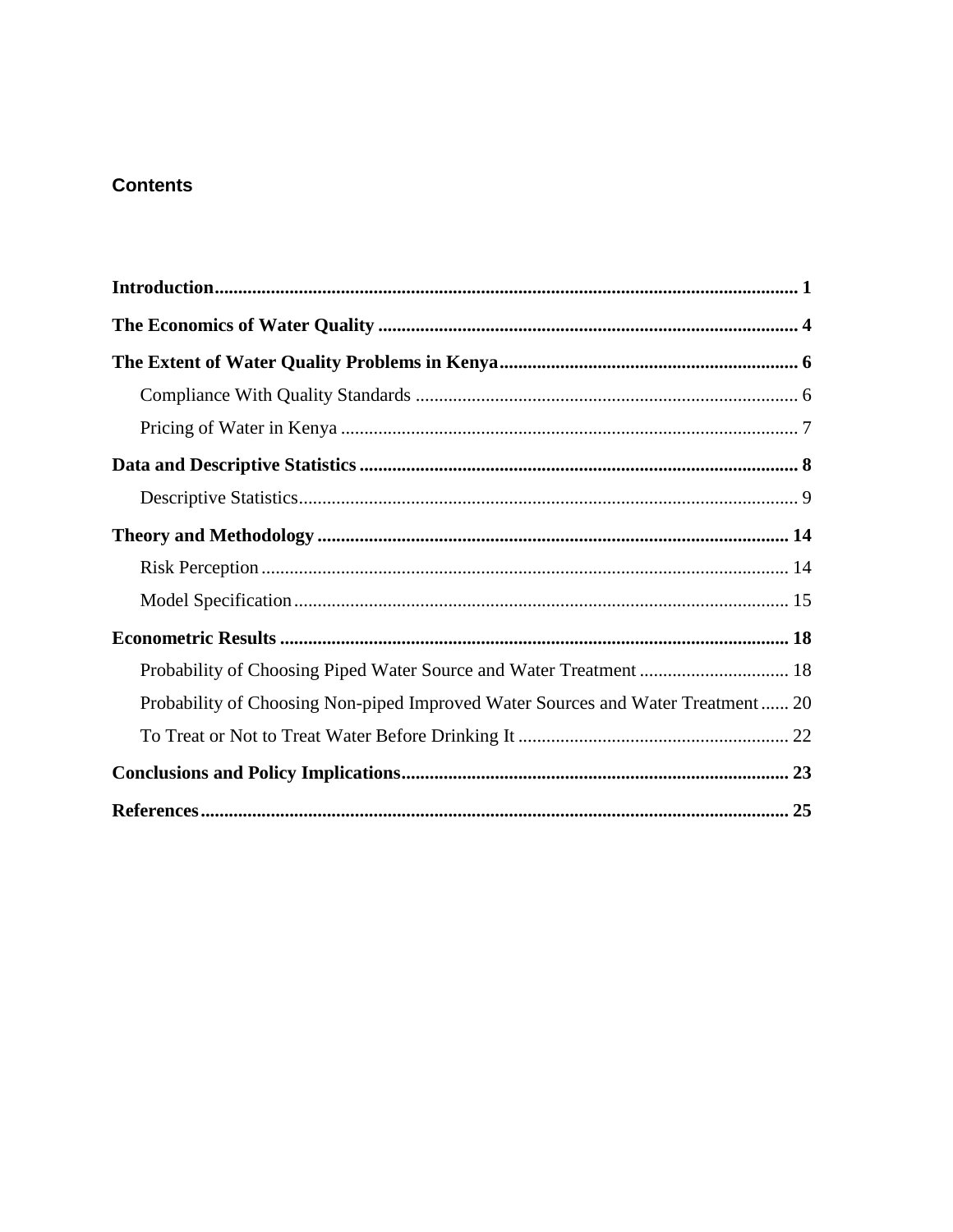## Contents

**Introduction** ........................................................................................................................ **1**

**The Economics of Water Quality** ........................................................................................ **4**

**The Extent of Water Quality Problems in Kenya** ................................................................ **6**

Compliance With Quality Standards ................................................................................. 6

Pricing of Water in Kenya ................................................................................................. 7

**Data and Descriptive Statistics** ............................................................................................ **8**

Descriptive Statistics.......................................................................................................... 9

**Theory and Methodology** .................................................................................................... **14**

Risk Perception ................................................................................................................ 14

Model Specification ......................................................................................................... 15

**Econometric Results** ........................................................................................................... **18**

Probability of Choosing Piped Water Source and Water Treatment ................................ 18

Probability of Choosing Non-piped Improved Water Sources and Water Treatment ...... 20

To Treat or Not to Treat Water Before Drinking It .......................................................... 22

**Conclusions and Policy Implications** .................................................................................. **23**

**References** ............................................................................................................................ **25**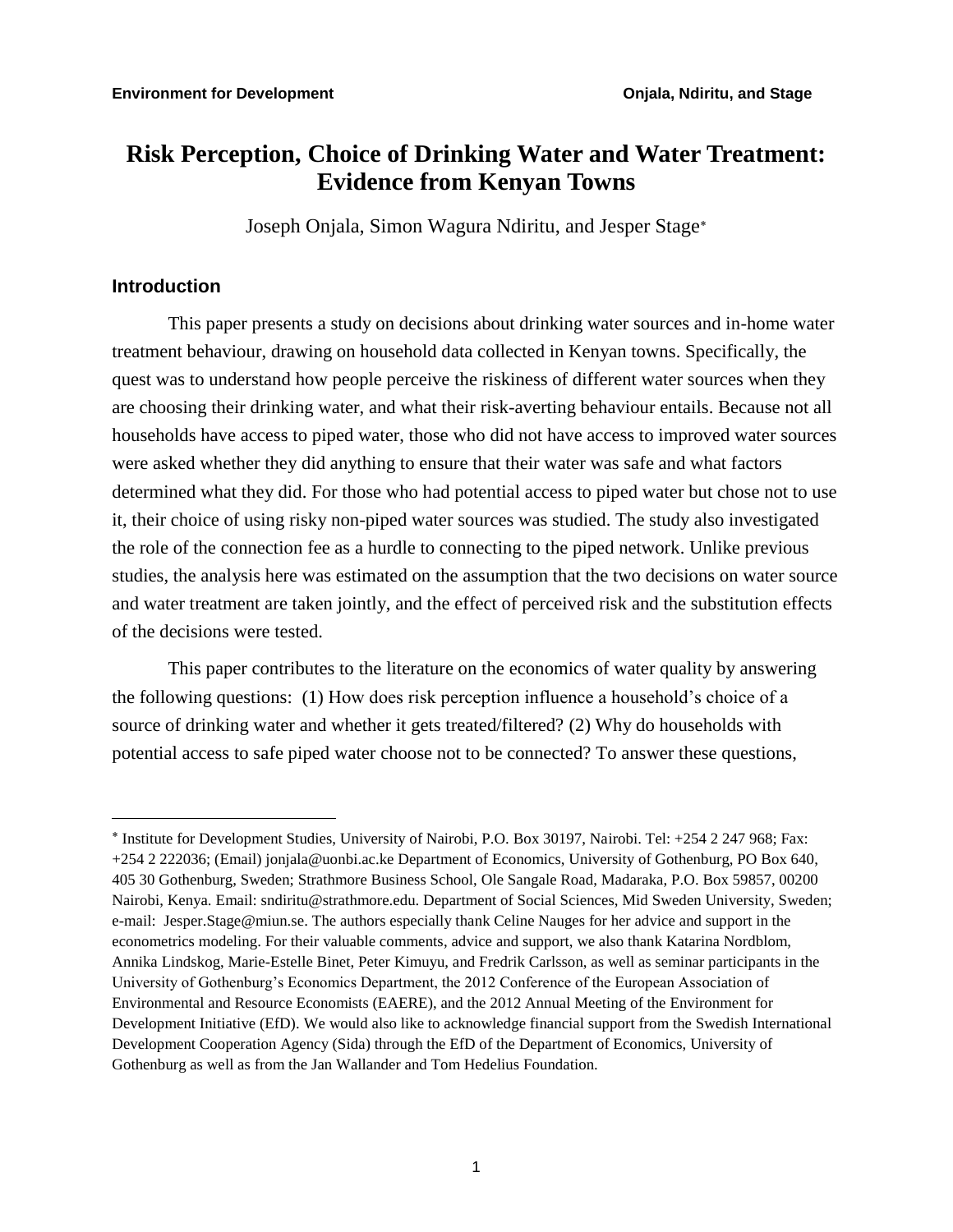# Risk Perception, Choice of Drinking Water and Water Treatment: Evidence from Kenyan Towns

Joseph Onjala, Simon Wagura Ndiritu, and Jesper Stage*

## Introduction

This paper presents a study on decisions about drinking water sources and in-home water treatment behaviour, drawing on household data collected in Kenyan towns. Specifically, the quest was to understand how people perceive the riskiness of different water sources when they are choosing their drinking water, and what their risk-averting behaviour entails. Because not all households have access to piped water, those who did not have access to improved water sources were asked whether they did anything to ensure that their water was safe and what factors determined what they did. For those who had potential access to piped water but chose not to use it, their choice of using risky non-piped water sources was studied. The study also investigated the role of the connection fee as a hurdle to connecting to the piped network. Unlike previous studies, the analysis here was estimated on the assumption that the two decisions on water source and water treatment are taken jointly, and the effect of perceived risk and the substitution effects of the decisions were tested.

This paper contributes to the literature on the economics of water quality by answering the following questions: (1) How does risk perception influence a household's choice of a source of drinking water and whether it gets treated/filtered? (2) Why do households with potential access to safe piped water choose not to be connected? To answer these questions,

---

* Institute for Development Studies, University of Nairobi, P.O. Box 30197, Nairobi. Tel: +254 2 247 968; Fax: +254 2 222036; (Email) jonjala@uonbi.ac.ke Department of Economics, University of Gothenburg, PO Box 640, 405 30 Gothenburg, Sweden; Strathmore Business School, Ole Sangale Road, Madaraka, P.O. Box 59857, 00200 Nairobi, Kenya. Email: sndiritu@strathmore.edu. Department of Social Sciences, Mid Sweden University, Sweden; e-mail: Jesper.Stage@miun.se. The authors especially thank Celine Nauges for her advice and support in the econometrics modeling. For their valuable comments, advice and support, we also thank Katarina Nordblom, Annika Lindskog, Marie-Estelle Binet, Peter Kimuyu, and Fredrik Carlsson, as well as seminar participants in the University of Gothenburg's Economics Department, the 2012 Conference of the European Association of Environmental and Resource Economists (EAERE), and the 2012 Annual Meeting of the Environment for Development Initiative (EfD). We would also like to acknowledge financial support from the Swedish International Development Cooperation Agency (Sida) through the EfD of the Department of Economics, University of Gothenburg as well as from the Jan Wallander and Tom Hedelius Foundation.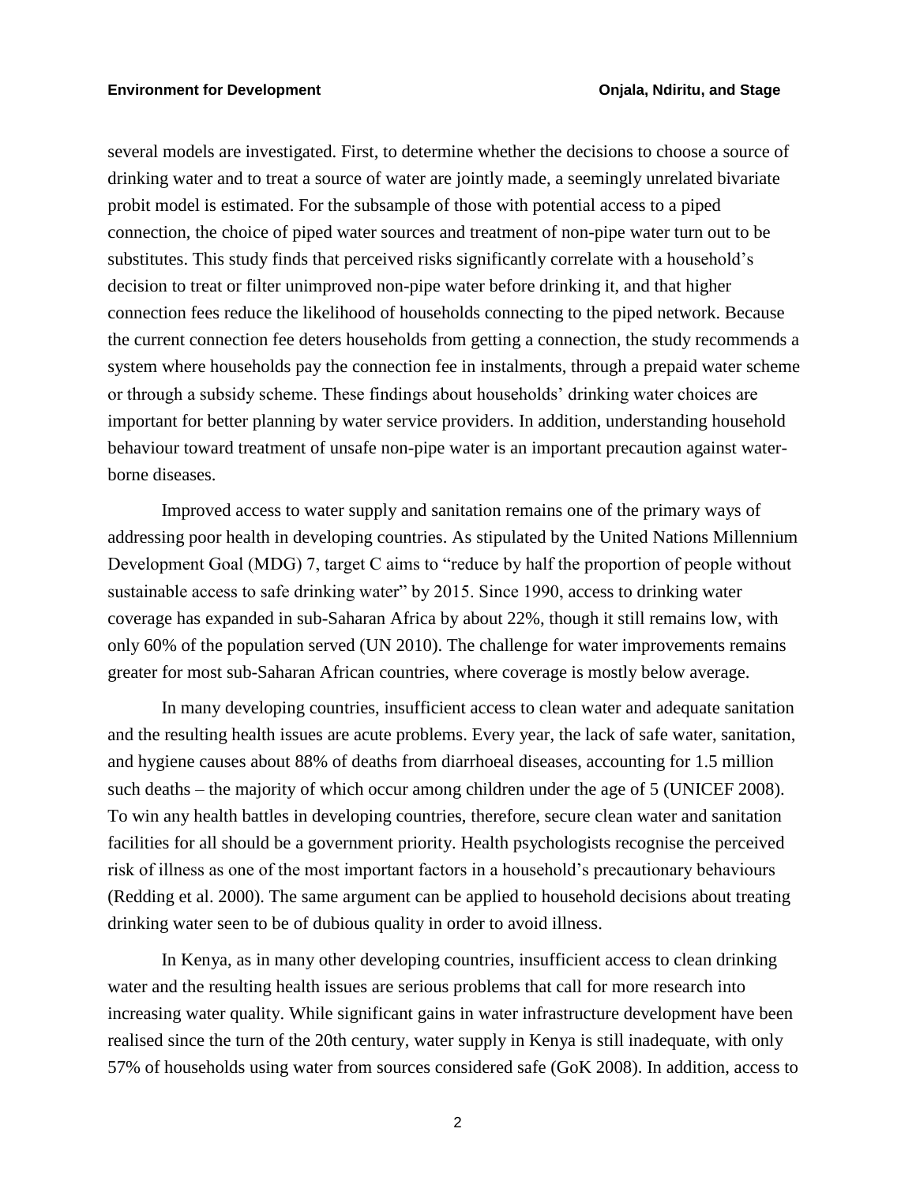several models are investigated. First, to determine whether the decisions to choose a source of drinking water and to treat a source of water are jointly made, a seemingly unrelated bivariate probit model is estimated. For the subsample of those with potential access to a piped connection, the choice of piped water sources and treatment of non-pipe water turn out to be substitutes. This study finds that perceived risks significantly correlate with a household's decision to treat or filter unimproved non-pipe water before drinking it, and that higher connection fees reduce the likelihood of households connecting to the piped network. Because the current connection fee deters households from getting a connection, the study recommends a system where households pay the connection fee in instalments, through a prepaid water scheme or through a subsidy scheme. These findings about households' drinking water choices are important for better planning by water service providers. In addition, understanding household behaviour toward treatment of unsafe non-pipe water is an important precaution against water-borne diseases.

Improved access to water supply and sanitation remains one of the primary ways of addressing poor health in developing countries. As stipulated by the United Nations Millennium Development Goal (MDG) 7, target C aims to "reduce by half the proportion of people without sustainable access to safe drinking water" by 2015. Since 1990, access to drinking water coverage has expanded in sub-Saharan Africa by about 22%, though it still remains low, with only 60% of the population served (UN 2010). The challenge for water improvements remains greater for most sub-Saharan African countries, where coverage is mostly below average.

In many developing countries, insufficient access to clean water and adequate sanitation and the resulting health issues are acute problems. Every year, the lack of safe water, sanitation, and hygiene causes about 88% of deaths from diarrhoeal diseases, accounting for 1.5 million such deaths – the majority of which occur among children under the age of 5 (UNICEF 2008). To win any health battles in developing countries, therefore, secure clean water and sanitation facilities for all should be a government priority. Health psychologists recognise the perceived risk of illness as one of the most important factors in a household's precautionary behaviours (Redding et al. 2000). The same argument can be applied to household decisions about treating drinking water seen to be of dubious quality in order to avoid illness.

In Kenya, as in many other developing countries, insufficient access to clean drinking water and the resulting health issues are serious problems that call for more research into increasing water quality. While significant gains in water infrastructure development have been realised since the turn of the 20th century, water supply in Kenya is still inadequate, with only 57% of households using water from sources considered safe (GoK 2008). In addition, access to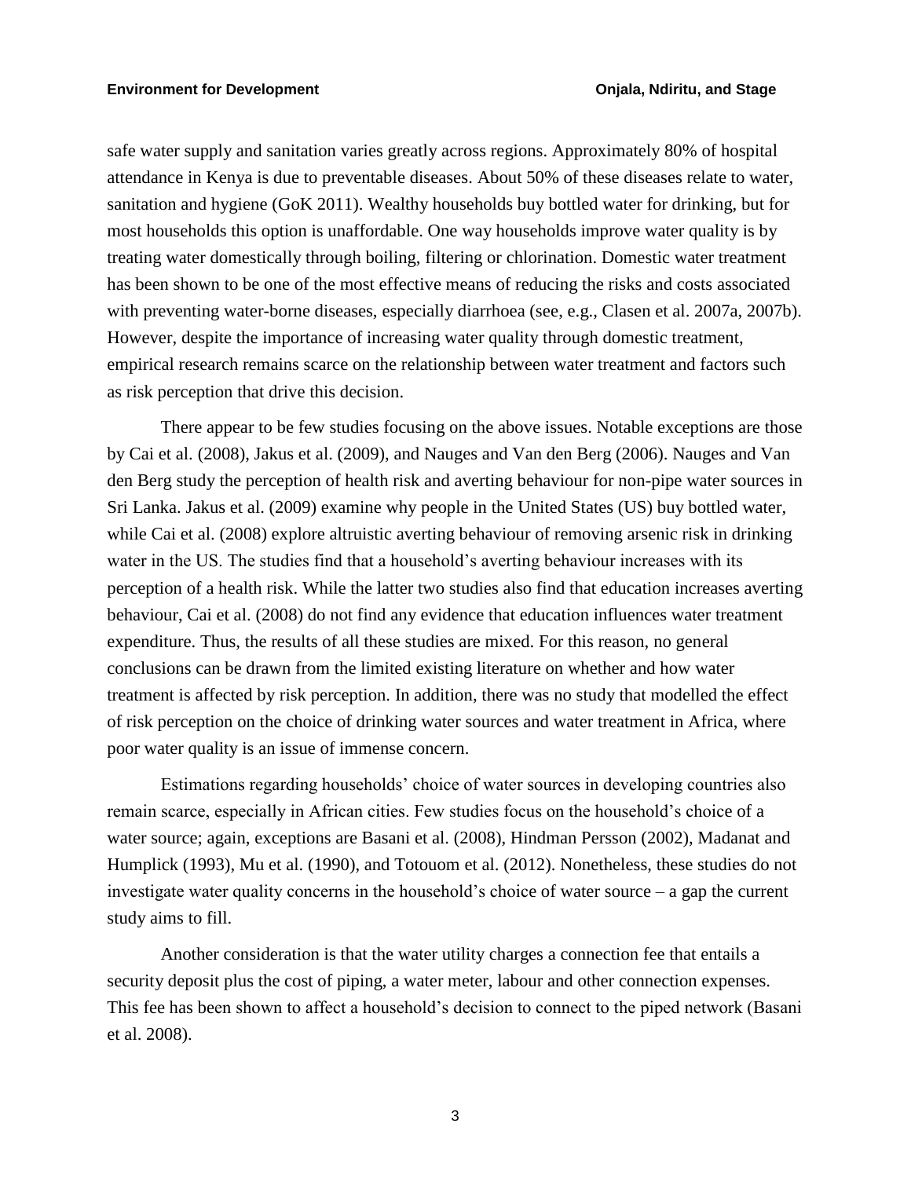safe water supply and sanitation varies greatly across regions. Approximately 80% of hospital attendance in Kenya is due to preventable diseases. About 50% of these diseases relate to water, sanitation and hygiene (GoK 2011). Wealthy households buy bottled water for drinking, but for most households this option is unaffordable. One way households improve water quality is by treating water domestically through boiling, filtering or chlorination. Domestic water treatment has been shown to be one of the most effective means of reducing the risks and costs associated with preventing water-borne diseases, especially diarrhoea (see, e.g., Clasen et al. 2007a, 2007b). However, despite the importance of increasing water quality through domestic treatment, empirical research remains scarce on the relationship between water treatment and factors such as risk perception that drive this decision.

There appear to be few studies focusing on the above issues. Notable exceptions are those by Cai et al. (2008), Jakus et al. (2009), and Nauges and Van den Berg (2006). Nauges and Van den Berg study the perception of health risk and averting behaviour for non-pipe water sources in Sri Lanka. Jakus et al. (2009) examine why people in the United States (US) buy bottled water, while Cai et al. (2008) explore altruistic averting behaviour of removing arsenic risk in drinking water in the US. The studies find that a household's averting behaviour increases with its perception of a health risk. While the latter two studies also find that education increases averting behaviour, Cai et al. (2008) do not find any evidence that education influences water treatment expenditure. Thus, the results of all these studies are mixed. For this reason, no general conclusions can be drawn from the limited existing literature on whether and how water treatment is affected by risk perception. In addition, there was no study that modelled the effect of risk perception on the choice of drinking water sources and water treatment in Africa, where poor water quality is an issue of immense concern.

Estimations regarding households' choice of water sources in developing countries also remain scarce, especially in African cities. Few studies focus on the household's choice of a water source; again, exceptions are Basani et al. (2008), Hindman Persson (2002), Madanat and Humplick (1993), Mu et al. (1990), and Totouom et al. (2012). Nonetheless, these studies do not investigate water quality concerns in the household's choice of water source – a gap the current study aims to fill.

Another consideration is that the water utility charges a connection fee that entails a security deposit plus the cost of piping, a water meter, labour and other connection expenses. This fee has been shown to affect a household's decision to connect to the piped network (Basani et al. 2008).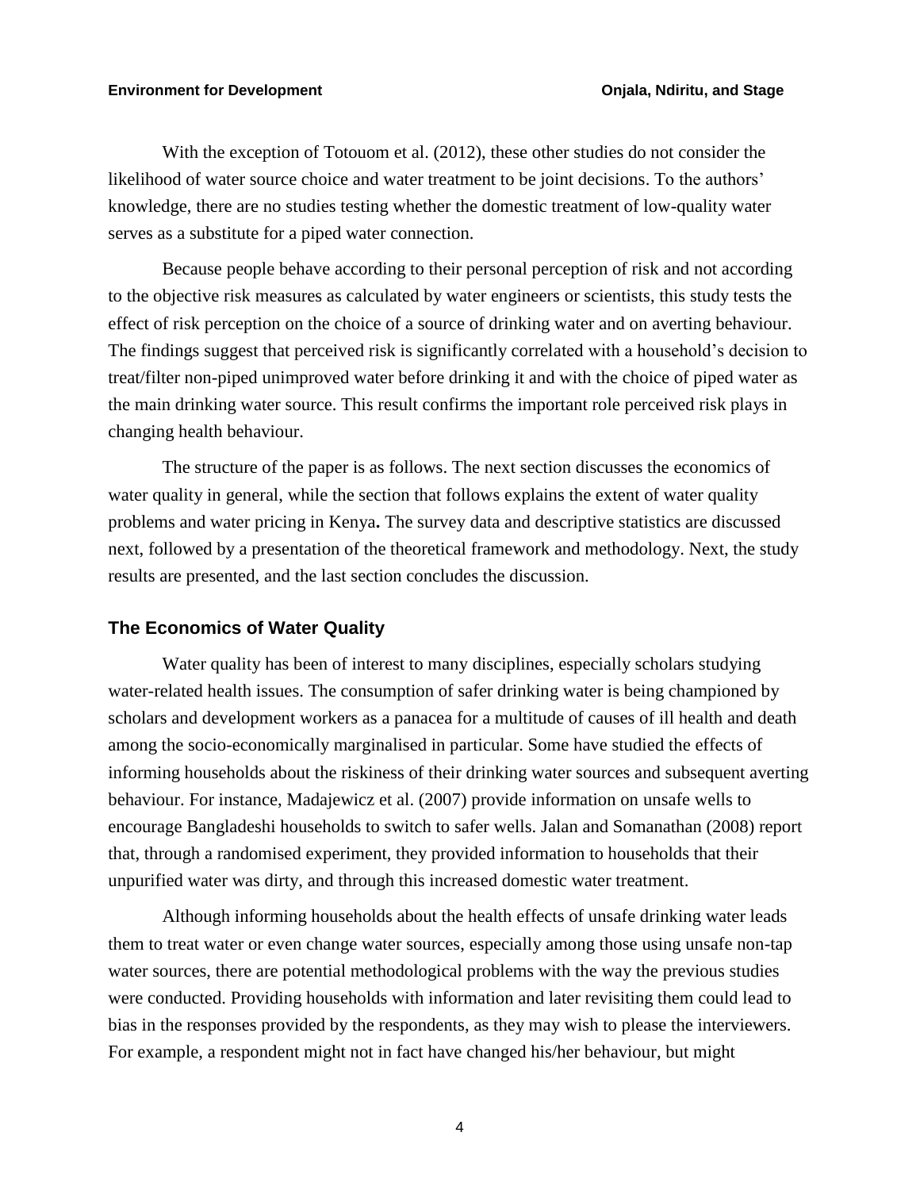With the exception of Totouom et al. (2012), these other studies do not consider the likelihood of water source choice and water treatment to be joint decisions. To the authors' knowledge, there are no studies testing whether the domestic treatment of low-quality water serves as a substitute for a piped water connection.

Because people behave according to their personal perception of risk and not according to the objective risk measures as calculated by water engineers or scientists, this study tests the effect of risk perception on the choice of a source of drinking water and on averting behaviour. The findings suggest that perceived risk is significantly correlated with a household's decision to treat/filter non-piped unimproved water before drinking it and with the choice of piped water as the main drinking water source. This result confirms the important role perceived risk plays in changing health behaviour.

The structure of the paper is as follows. The next section discusses the economics of water quality in general, while the section that follows explains the extent of water quality problems and water pricing in Kenya**.** The survey data and descriptive statistics are discussed next, followed by a presentation of the theoretical framework and methodology. Next, the study results are presented, and the last section concludes the discussion.

## The Economics of Water Quality

Water quality has been of interest to many disciplines, especially scholars studying water-related health issues. The consumption of safer drinking water is being championed by scholars and development workers as a panacea for a multitude of causes of ill health and death among the socio-economically marginalised in particular. Some have studied the effects of informing households about the riskiness of their drinking water sources and subsequent averting behaviour. For instance, Madajewicz et al. (2007) provide information on unsafe wells to encourage Bangladeshi households to switch to safer wells. Jalan and Somanathan (2008) report that, through a randomised experiment, they provided information to households that their unpurified water was dirty, and through this increased domestic water treatment.

Although informing households about the health effects of unsafe drinking water leads them to treat water or even change water sources, especially among those using unsafe non-tap water sources, there are potential methodological problems with the way the previous studies were conducted. Providing households with information and later revisiting them could lead to bias in the responses provided by the respondents, as they may wish to please the interviewers. For example, a respondent might not in fact have changed his/her behaviour, but might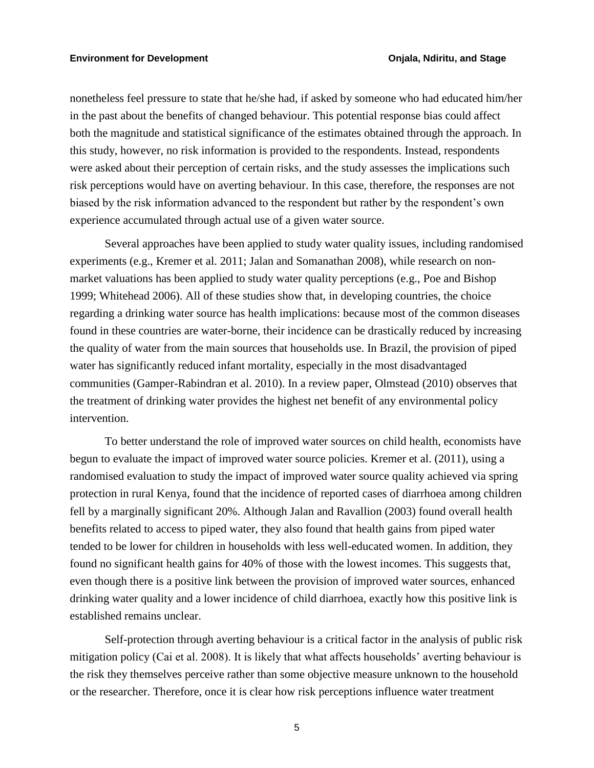nonetheless feel pressure to state that he/she had, if asked by someone who had educated him/her in the past about the benefits of changed behaviour. This potential response bias could affect both the magnitude and statistical significance of the estimates obtained through the approach. In this study, however, no risk information is provided to the respondents. Instead, respondents were asked about their perception of certain risks, and the study assesses the implications such risk perceptions would have on averting behaviour. In this case, therefore, the responses are not biased by the risk information advanced to the respondent but rather by the respondent's own experience accumulated through actual use of a given water source.

Several approaches have been applied to study water quality issues, including randomised experiments (e.g., Kremer et al. 2011; Jalan and Somanathan 2008), while research on non-market valuations has been applied to study water quality perceptions (e.g., Poe and Bishop 1999; Whitehead 2006). All of these studies show that, in developing countries, the choice regarding a drinking water source has health implications: because most of the common diseases found in these countries are water-borne, their incidence can be drastically reduced by increasing the quality of water from the main sources that households use. In Brazil, the provision of piped water has significantly reduced infant mortality, especially in the most disadvantaged communities (Gamper-Rabindran et al. 2010). In a review paper, Olmstead (2010) observes that the treatment of drinking water provides the highest net benefit of any environmental policy intervention.

To better understand the role of improved water sources on child health, economists have begun to evaluate the impact of improved water source policies. Kremer et al. (2011), using a randomised evaluation to study the impact of improved water source quality achieved via spring protection in rural Kenya, found that the incidence of reported cases of diarrhoea among children fell by a marginally significant 20%. Although Jalan and Ravallion (2003) found overall health benefits related to access to piped water, they also found that health gains from piped water tended to be lower for children in households with less well-educated women. In addition, they found no significant health gains for 40% of those with the lowest incomes. This suggests that, even though there is a positive link between the provision of improved water sources, enhanced drinking water quality and a lower incidence of child diarrhoea, exactly how this positive link is established remains unclear.

Self-protection through averting behaviour is a critical factor in the analysis of public risk mitigation policy (Cai et al. 2008). It is likely that what affects households' averting behaviour is the risk they themselves perceive rather than some objective measure unknown to the household or the researcher. Therefore, once it is clear how risk perceptions influence water treatment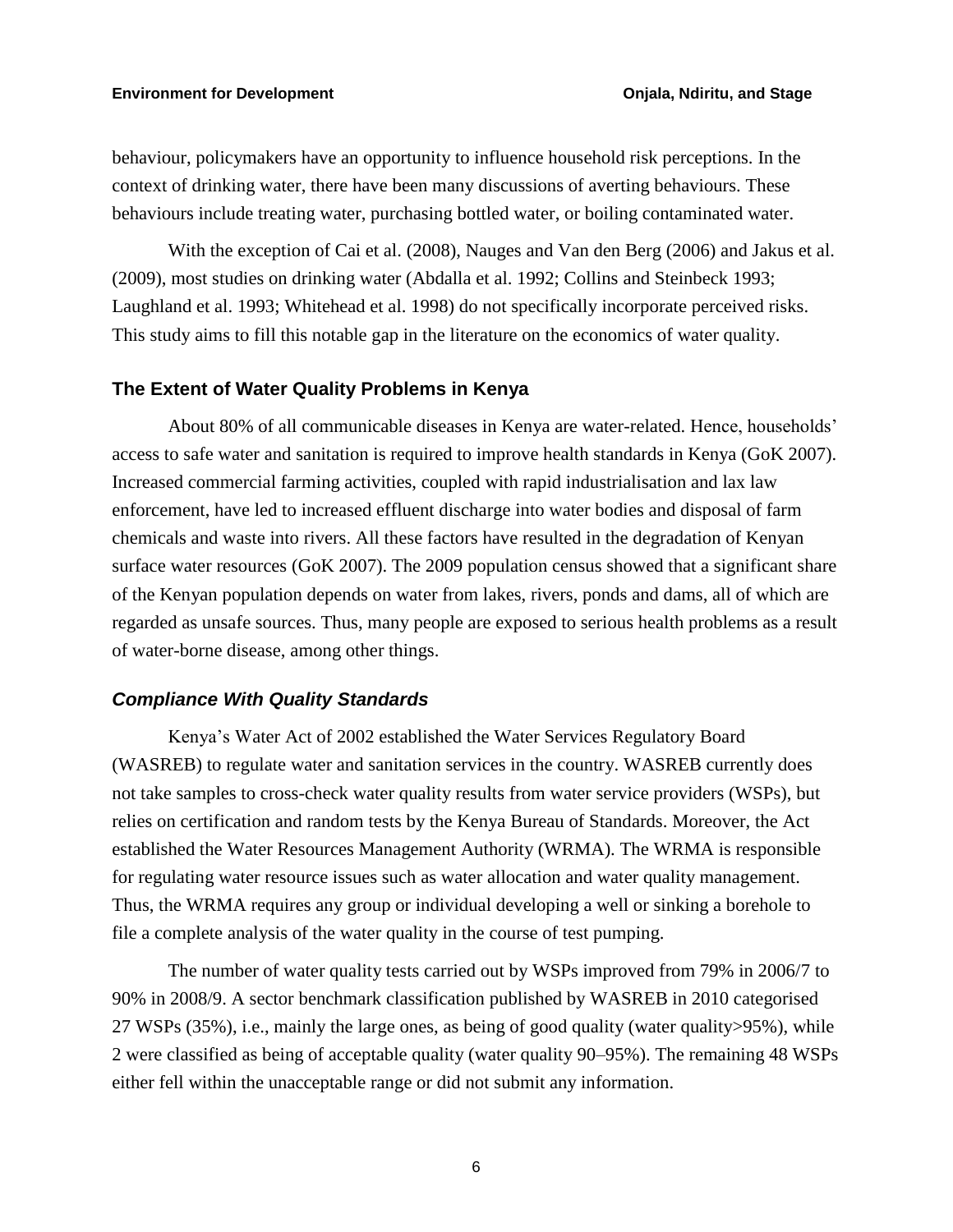behaviour, policymakers have an opportunity to influence household risk perceptions. In the context of drinking water, there have been many discussions of averting behaviours. These behaviours include treating water, purchasing bottled water, or boiling contaminated water.

With the exception of Cai et al. (2008), Nauges and Van den Berg (2006) and Jakus et al. (2009), most studies on drinking water (Abdalla et al. 1992; Collins and Steinbeck 1993; Laughland et al. 1993; Whitehead et al. 1998) do not specifically incorporate perceived risks. This study aims to fill this notable gap in the literature on the economics of water quality.

## The Extent of Water Quality Problems in Kenya

About 80% of all communicable diseases in Kenya are water-related. Hence, households' access to safe water and sanitation is required to improve health standards in Kenya (GoK 2007). Increased commercial farming activities, coupled with rapid industrialisation and lax law enforcement, have led to increased effluent discharge into water bodies and disposal of farm chemicals and waste into rivers. All these factors have resulted in the degradation of Kenyan surface water resources (GoK 2007). The 2009 population census showed that a significant share of the Kenyan population depends on water from lakes, rivers, ponds and dams, all of which are regarded as unsafe sources. Thus, many people are exposed to serious health problems as a result of water-borne disease, among other things.

### *Compliance With Quality Standards*

Kenya's Water Act of 2002 established the Water Services Regulatory Board (WASREB) to regulate water and sanitation services in the country. WASREB currently does not take samples to cross-check water quality results from water service providers (WSPs), but relies on certification and random tests by the Kenya Bureau of Standards. Moreover, the Act established the Water Resources Management Authority (WRMA). The WRMA is responsible for regulating water resource issues such as water allocation and water quality management. Thus, the WRMA requires any group or individual developing a well or sinking a borehole to file a complete analysis of the water quality in the course of test pumping.

The number of water quality tests carried out by WSPs improved from 79% in 2006/7 to 90% in 2008/9. A sector benchmark classification published by WASREB in 2010 categorised 27 WSPs (35%), i.e., mainly the large ones, as being of good quality (water quality>95%), while 2 were classified as being of acceptable quality (water quality 90–95%). The remaining 48 WSPs either fell within the unacceptable range or did not submit any information.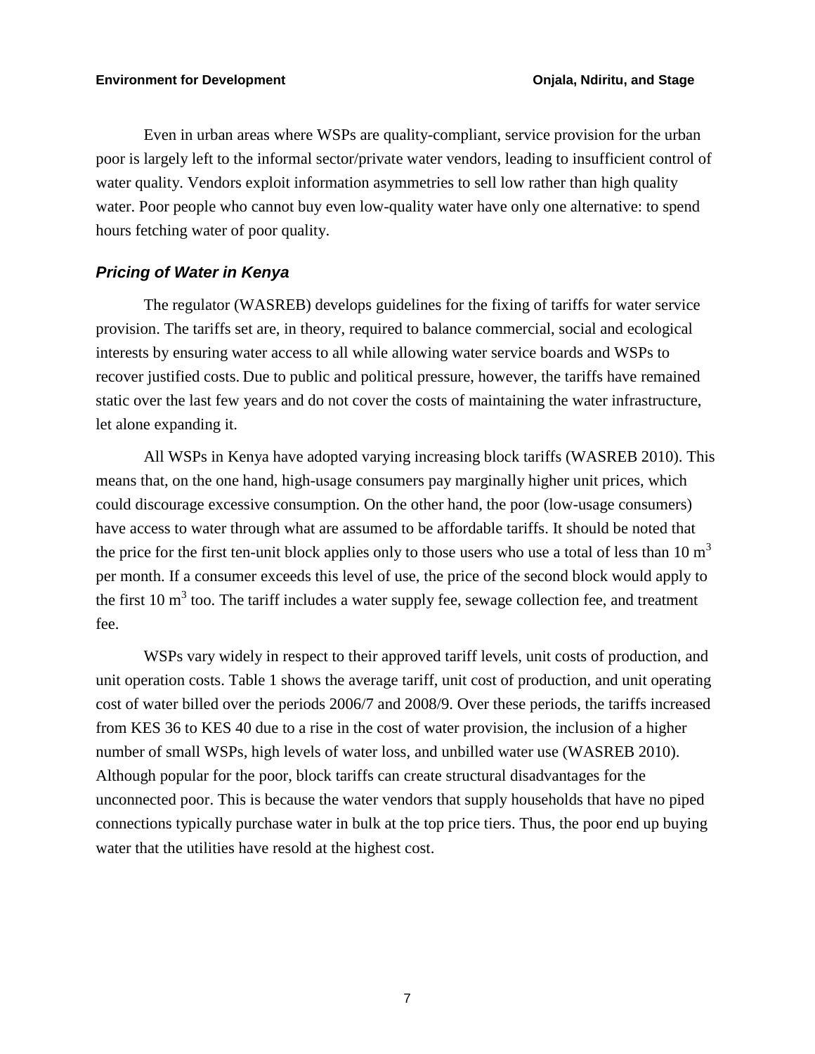Even in urban areas where WSPs are quality-compliant, service provision for the urban poor is largely left to the informal sector/private water vendors, leading to insufficient control of water quality. Vendors exploit information asymmetries to sell low rather than high quality water. Poor people who cannot buy even low-quality water have only one alternative: to spend hours fetching water of poor quality.

### *Pricing of Water in Kenya*

The regulator (WASREB) develops guidelines for the fixing of tariffs for water service provision. The tariffs set are, in theory, required to balance commercial, social and ecological interests by ensuring water access to all while allowing water service boards and WSPs to recover justified costs. Due to public and political pressure, however, the tariffs have remained static over the last few years and do not cover the costs of maintaining the water infrastructure, let alone expanding it.

All WSPs in Kenya have adopted varying increasing block tariffs (WASREB 2010). This means that, on the one hand, high-usage consumers pay marginally higher unit prices, which could discourage excessive consumption. On the other hand, the poor (low-usage consumers) have access to water through what are assumed to be affordable tariffs. It should be noted that the price for the first ten-unit block applies only to those users who use a total of less than 10 $m^3$ per month. If a consumer exceeds this level of use, the price of the second block would apply to the first 10 $m^3$ too. The tariff includes a water supply fee, sewage collection fee, and treatment fee.

WSPs vary widely in respect to their approved tariff levels, unit costs of production, and unit operation costs. Table 1 shows the average tariff, unit cost of production, and unit operating cost of water billed over the periods 2006/7 and 2008/9. Over these periods, the tariffs increased from KES 36 to KES 40 due to a rise in the cost of water provision, the inclusion of a higher number of small WSPs, high levels of water loss, and unbilled water use (WASREB 2010). Although popular for the poor, block tariffs can create structural disadvantages for the unconnected poor. This is because the water vendors that supply households that have no piped connections typically purchase water in bulk at the top price tiers. Thus, the poor end up buying water that the utilities have resold at the highest cost.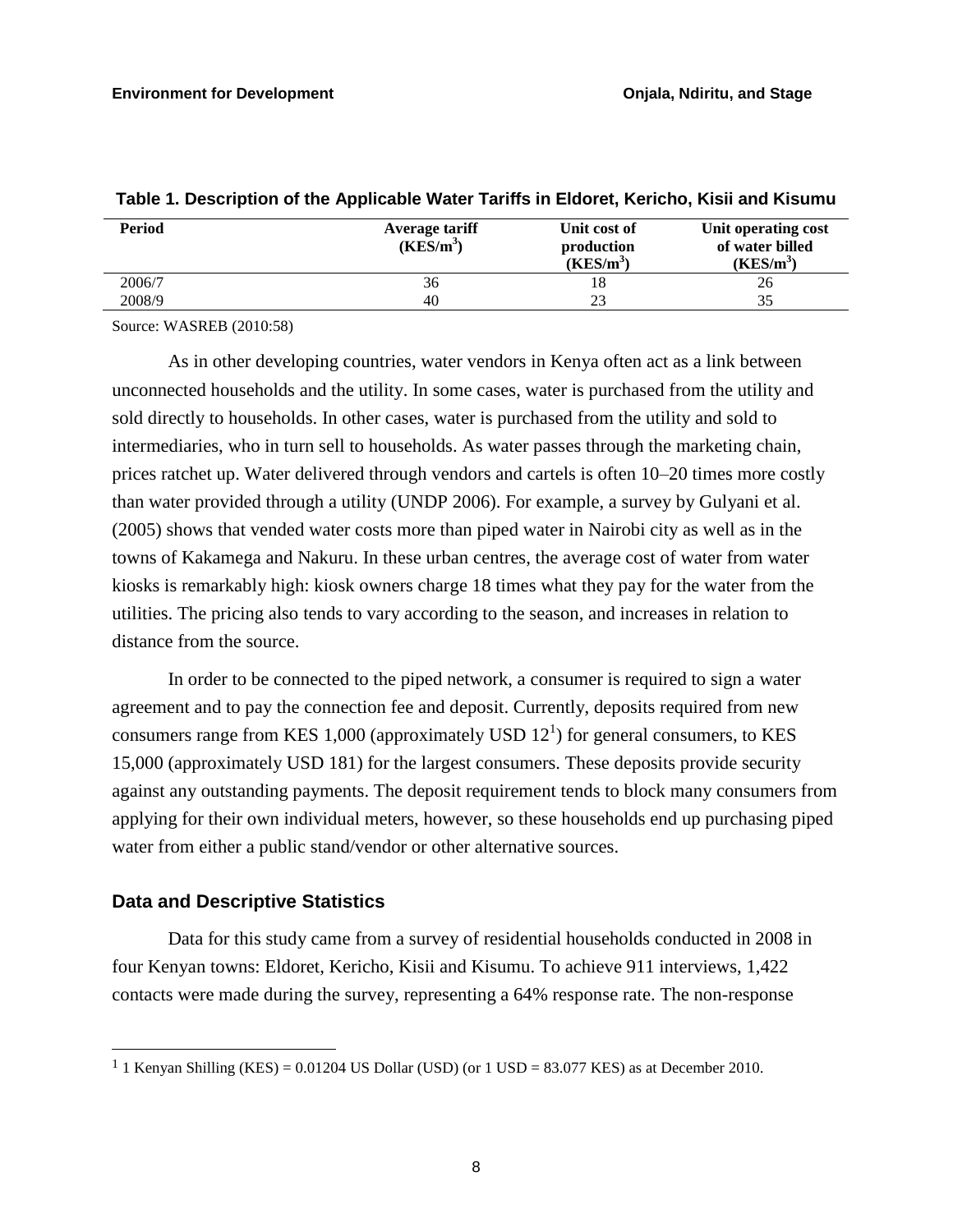**Table 1. Description of the Applicable Water Tariffs in Eldoret, Kericho, Kisii and Kisumu**

| Period | Average tariff (KES/m$^3$) | Unit cost of production (KES/m$^3$) | Unit operating cost of water billed (KES/m$^3$) |
|---|---|---|---|
| 2006/7 | 36 | 18 | 26 |
| 2008/9 | 40 | 23 | 35 |

Source: WASREB (2010:58)

As in other developing countries, water vendors in Kenya often act as a link between unconnected households and the utility. In some cases, water is purchased from the utility and sold directly to households. In other cases, water is purchased from the utility and sold to intermediaries, who in turn sell to households. As water passes through the marketing chain, prices ratchet up. Water delivered through vendors and cartels is often 10–20 times more costly than water provided through a utility (UNDP 2006). For example, a survey by Gulyani et al. (2005) shows that vended water costs more than piped water in Nairobi city as well as in the towns of Kakamega and Nakuru. In these urban centres, the average cost of water from water kiosks is remarkably high: kiosk owners charge 18 times what they pay for the water from the utilities. The pricing also tends to vary according to the season, and increases in relation to distance from the source.

In order to be connected to the piped network, a consumer is required to sign a water agreement and to pay the connection fee and deposit. Currently, deposits required from new consumers range from KES 1,000 (approximately USD 12[1]) for general consumers, to KES 15,000 (approximately USD 181) for the largest consumers. These deposits provide security against any outstanding payments. The deposit requirement tends to block many consumers from applying for their own individual meters, however, so these households end up purchasing piped water from either a public stand/vendor or other alternative sources.

## Data and Descriptive Statistics

Data for this study came from a survey of residential households conducted in 2008 in four Kenyan towns: Eldoret, Kericho, Kisii and Kisumu. To achieve 911 interviews, 1,422 contacts were made during the survey, representing a 64% response rate. The non-response

[1] 1 Kenyan Shilling (KES) = 0.01204 US Dollar (USD) (or 1 USD = 83.077 KES) as at December 2010.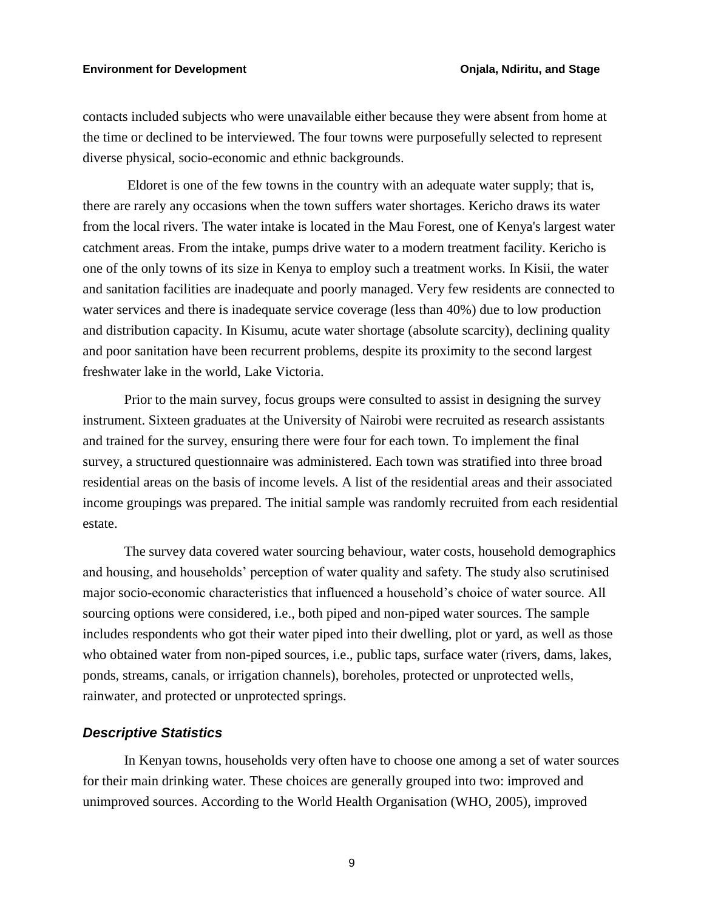contacts included subjects who were unavailable either because they were absent from home at the time or declined to be interviewed. The four towns were purposefully selected to represent diverse physical, socio-economic and ethnic backgrounds.

Eldoret is one of the few towns in the country with an adequate water supply; that is, there are rarely any occasions when the town suffers water shortages. Kericho draws its water from the local rivers. The water intake is located in the Mau Forest, one of Kenya's largest water catchment areas. From the intake, pumps drive water to a modern treatment facility. Kericho is one of the only towns of its size in Kenya to employ such a treatment works. In Kisii, the water and sanitation facilities are inadequate and poorly managed. Very few residents are connected to water services and there is inadequate service coverage (less than 40%) due to low production and distribution capacity. In Kisumu, acute water shortage (absolute scarcity), declining quality and poor sanitation have been recurrent problems, despite its proximity to the second largest freshwater lake in the world, Lake Victoria.

Prior to the main survey, focus groups were consulted to assist in designing the survey instrument. Sixteen graduates at the University of Nairobi were recruited as research assistants and trained for the survey, ensuring there were four for each town. To implement the final survey, a structured questionnaire was administered. Each town was stratified into three broad residential areas on the basis of income levels. A list of the residential areas and their associated income groupings was prepared. The initial sample was randomly recruited from each residential estate.

The survey data covered water sourcing behaviour, water costs, household demographics and housing, and households' perception of water quality and safety. The study also scrutinised major socio-economic characteristics that influenced a household's choice of water source. All sourcing options were considered, i.e., both piped and non-piped water sources. The sample includes respondents who got their water piped into their dwelling, plot or yard, as well as those who obtained water from non-piped sources, i.e., public taps, surface water (rivers, dams, lakes, ponds, streams, canals, or irrigation channels), boreholes, protected or unprotected wells, rainwater, and protected or unprotected springs.

### *Descriptive Statistics*

In Kenyan towns, households very often have to choose one among a set of water sources for their main drinking water. These choices are generally grouped into two: improved and unimproved sources. According to the World Health Organisation (WHO, 2005), improved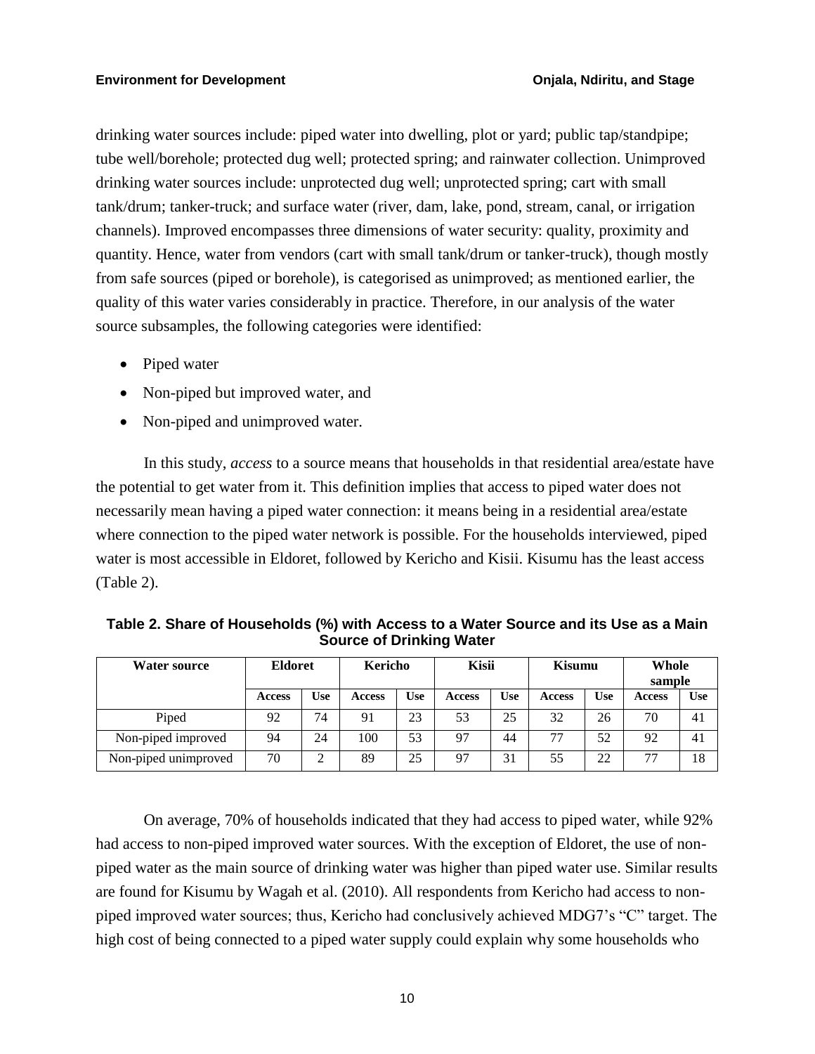drinking water sources include: piped water into dwelling, plot or yard; public tap/standpipe; tube well/borehole; protected dug well; protected spring; and rainwater collection. Unimproved drinking water sources include: unprotected dug well; unprotected spring; cart with small tank/drum; tanker-truck; and surface water (river, dam, lake, pond, stream, canal, or irrigation channels). Improved encompasses three dimensions of water security: quality, proximity and quantity. Hence, water from vendors (cart with small tank/drum or tanker-truck), though mostly from safe sources (piped or borehole), is categorised as unimproved; as mentioned earlier, the quality of this water varies considerably in practice. Therefore, in our analysis of the water source subsamples, the following categories were identified:

- Piped water
- Non-piped but improved water, and
- Non-piped and unimproved water.

In this study, *access* to a source means that households in that residential area/estate have the potential to get water from it. This definition implies that access to piped water does not necessarily mean having a piped water connection: it means being in a residential area/estate where connection to the piped water network is possible. For the households interviewed, piped water is most accessible in Eldoret, followed by Kericho and Kisii. Kisumu has the least access (Table 2).

**Table 2. Share of Households (%) with Access to a Water Source and its Use as a Main Source of Drinking Water**

| Water source | Eldoret | | Kericho | | Kisii | | Kisumu | | Whole sample | |
|---|---|---|---|---|---|---|---|---|---|---|
| | Access | Use | Access | Use | Access | Use | Access | Use | Access | Use |
| Piped | 92 | 74 | 91 | 23 | 53 | 25 | 32 | 26 | 70 | 41 |
| Non-piped improved | 94 | 24 | 100 | 53 | 97 | 44 | 77 | 52 | 92 | 41 |
| Non-piped unimproved | 70 | 2 | 89 | 25 | 97 | 31 | 55 | 22 | 77 | 18 |

On average, 70% of households indicated that they had access to piped water, while 92% had access to non-piped improved water sources. With the exception of Eldoret, the use of non-piped water as the main source of drinking water was higher than piped water use. Similar results are found for Kisumu by Wagah et al. (2010). All respondents from Kericho had access to non-piped improved water sources; thus, Kericho had conclusively achieved MDG7's "C" target. The high cost of being connected to a piped water supply could explain why some households who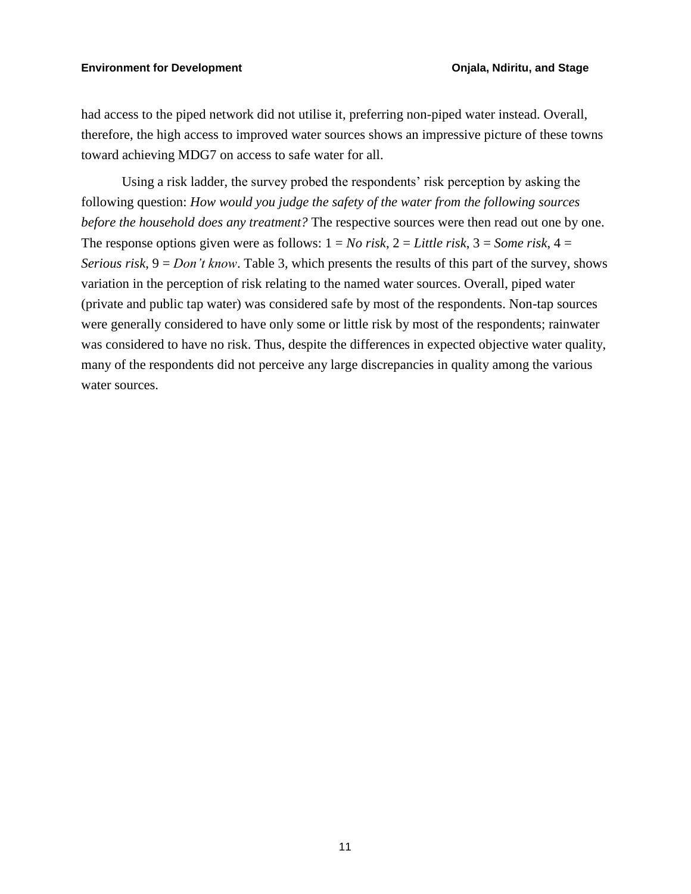had access to the piped network did not utilise it, preferring non-piped water instead. Overall, therefore, the high access to improved water sources shows an impressive picture of these towns toward achieving MDG7 on access to safe water for all.

Using a risk ladder, the survey probed the respondents' risk perception by asking the following question: *How would you judge the safety of the water from the following sources before the household does any treatment?* The respective sources were then read out one by one. The response options given were as follows: 1 = *No risk*, 2 = *Little risk*, 3 = *Some risk*, 4 = *Serious risk*, 9 = *Don't know*. Table 3, which presents the results of this part of the survey, shows variation in the perception of risk relating to the named water sources. Overall, piped water (private and public tap water) was considered safe by most of the respondents. Non-tap sources were generally considered to have only some or little risk by most of the respondents; rainwater was considered to have no risk. Thus, despite the differences in expected objective water quality, many of the respondents did not perceive any large discrepancies in quality among the various water sources.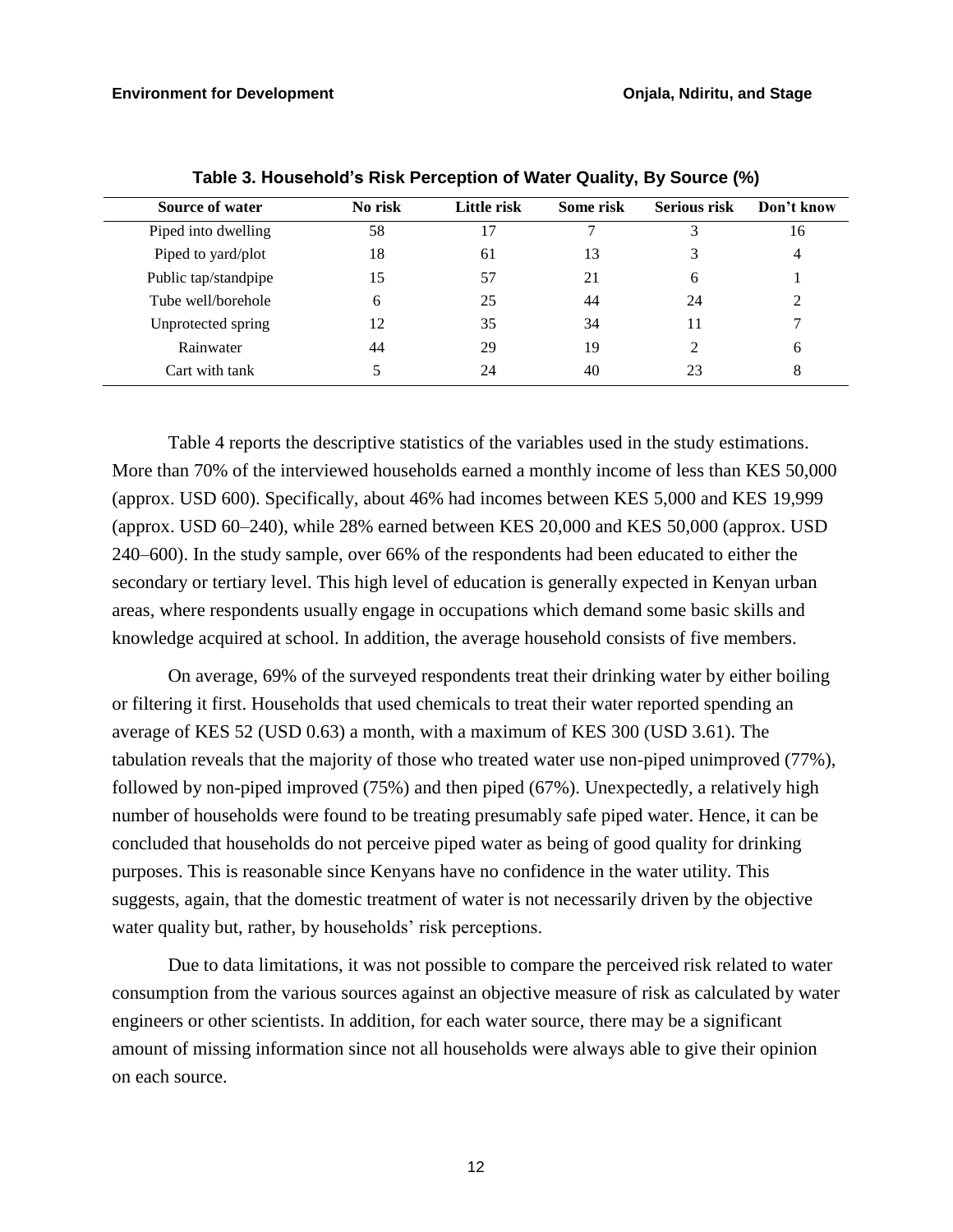**Table 3. Household's Risk Perception of Water Quality, By Source (%)**

| Source of water | No risk | Little risk | Some risk | Serious risk | Don't know |
|---|---|---|---|---|---|
| Piped into dwelling | 58 | 17 | 7 | 3 | 16 |
| Piped to yard/plot | 18 | 61 | 13 | 3 | 4 |
| Public tap/standpipe | 15 | 57 | 21 | 6 | 1 |
| Tube well/borehole | 6 | 25 | 44 | 24 | 2 |
| Unprotected spring | 12 | 35 | 34 | 11 | 7 |
| Rainwater | 44 | 29 | 19 | 2 | 6 |
| Cart with tank | 5 | 24 | 40 | 23 | 8 |

Table 4 reports the descriptive statistics of the variables used in the study estimations. More than 70% of the interviewed households earned a monthly income of less than KES 50,000 (approx. USD 600). Specifically, about 46% had incomes between KES 5,000 and KES 19,999 (approx. USD 60–240), while 28% earned between KES 20,000 and KES 50,000 (approx. USD 240–600). In the study sample, over 66% of the respondents had been educated to either the secondary or tertiary level. This high level of education is generally expected in Kenyan urban areas, where respondents usually engage in occupations which demand some basic skills and knowledge acquired at school. In addition, the average household consists of five members.

On average, 69% of the surveyed respondents treat their drinking water by either boiling or filtering it first. Households that used chemicals to treat their water reported spending an average of KES 52 (USD 0.63) a month, with a maximum of KES 300 (USD 3.61). The tabulation reveals that the majority of those who treated water use non-piped unimproved (77%), followed by non-piped improved (75%) and then piped (67%). Unexpectedly, a relatively high number of households were found to be treating presumably safe piped water. Hence, it can be concluded that households do not perceive piped water as being of good quality for drinking purposes. This is reasonable since Kenyans have no confidence in the water utility. This suggests, again, that the domestic treatment of water is not necessarily driven by the objective water quality but, rather, by households' risk perceptions.

Due to data limitations, it was not possible to compare the perceived risk related to water consumption from the various sources against an objective measure of risk as calculated by water engineers or other scientists. In addition, for each water source, there may be a significant amount of missing information since not all households were always able to give their opinion on each source.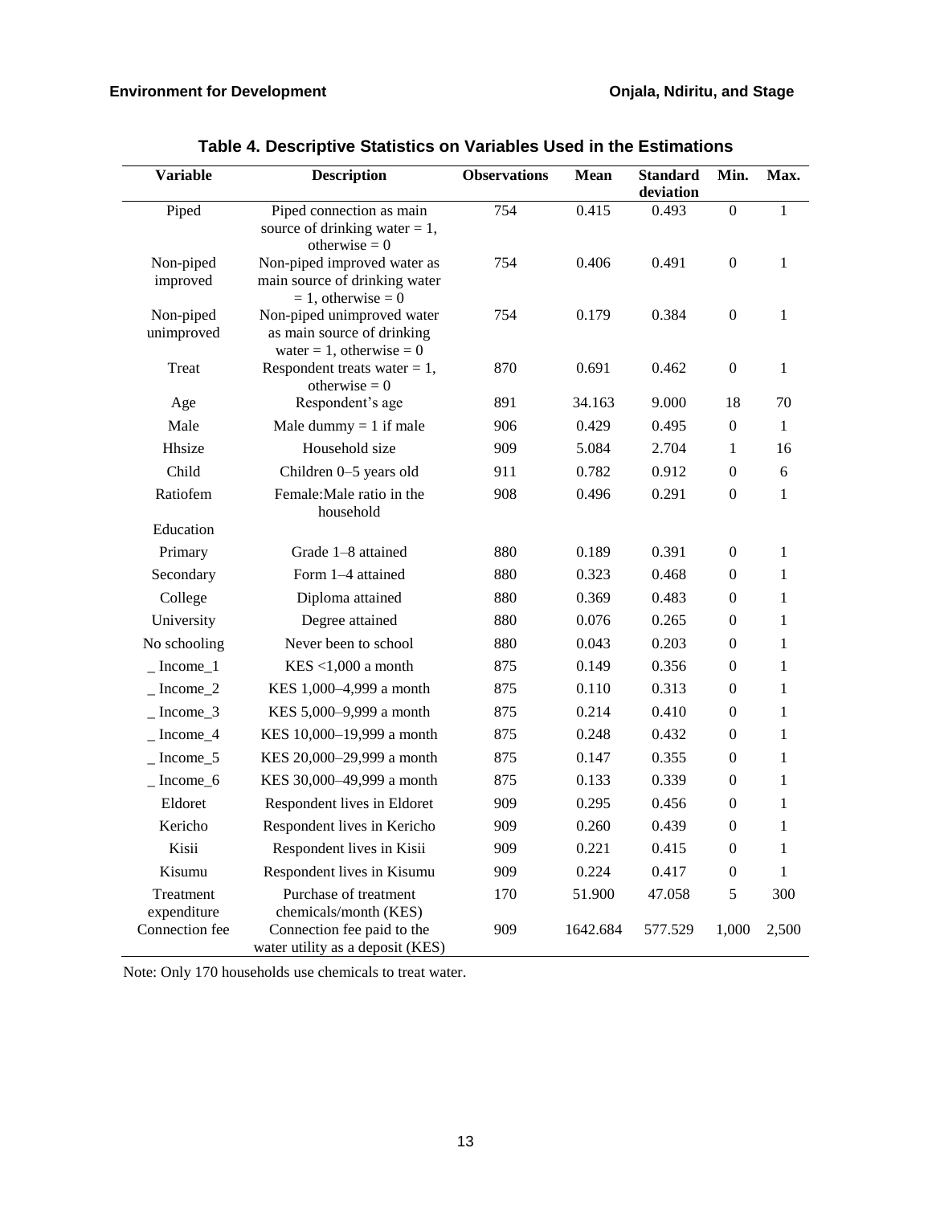**Table 4. Descriptive Statistics on Variables Used in the Estimations**

| Variable | Description | Observations | Mean | Standard deviation | Min. | Max. |
|---|---|---|---|---|---|---|
| Piped | Piped connection as main source of drinking water = 1, otherwise = 0 | 754 | 0.415 | 0.493 | 0 | 1 |
| Non-piped improved | Non-piped improved water as main source of drinking water = 1, otherwise = 0 | 754 | 0.406 | 0.491 | 0 | 1 |
| Non-piped unimproved | Non-piped unimproved water as main source of drinking water = 1, otherwise = 0 | 754 | 0.179 | 0.384 | 0 | 1 |
| Treat | Respondent treats water = 1, otherwise = 0 | 870 | 0.691 | 0.462 | 0 | 1 |
| Age | Respondent's age | 891 | 34.163 | 9.000 | 18 | 70 |
| Male | Male dummy = 1 if male | 906 | 0.429 | 0.495 | 0 | 1 |
| Hhsize | Household size | 909 | 5.084 | 2.704 | 1 | 16 |
| Child | Children 0–5 years old | 911 | 0.782 | 0.912 | 0 | 6 |
| Ratiofem | Female:Male ratio in the household | 908 | 0.496 | 0.291 | 0 | 1 |
| Education | | | | | | |
| Primary | Grade 1–8 attained | 880 | 0.189 | 0.391 | 0 | 1 |
| Secondary | Form 1–4 attained | 880 | 0.323 | 0.468 | 0 | 1 |
| College | Diploma attained | 880 | 0.369 | 0.483 | 0 | 1 |
| University | Degree attained | 880 | 0.076 | 0.265 | 0 | 1 |
| No schooling | Never been to school | 880 | 0.043 | 0.203 | 0 | 1 |
| _ Income_1 | KES <1,000 a month | 875 | 0.149 | 0.356 | 0 | 1 |
| _ Income_2 | KES 1,000–4,999 a month | 875 | 0.110 | 0.313 | 0 | 1 |
| _ Income_3 | KES 5,000–9,999 a month | 875 | 0.214 | 0.410 | 0 | 1 |
| _ Income_4 | KES 10,000–19,999 a month | 875 | 0.248 | 0.432 | 0 | 1 |
| _ Income_5 | KES 20,000–29,999 a month | 875 | 0.147 | 0.355 | 0 | 1 |
| _ Income_6 | KES 30,000–49,999 a month | 875 | 0.133 | 0.339 | 0 | 1 |
| Eldoret | Respondent lives in Eldoret | 909 | 0.295 | 0.456 | 0 | 1 |
| Kericho | Respondent lives in Kericho | 909 | 0.260 | 0.439 | 0 | 1 |
| Kisii | Respondent lives in Kisii | 909 | 0.221 | 0.415 | 0 | 1 |
| Kisumu | Respondent lives in Kisumu | 909 | 0.224 | 0.417 | 0 | 1 |
| Treatment expenditure | Purchase of treatment chemicals/month (KES) | 170 | 51.900 | 47.058 | 5 | 300 |
| Connection fee | Connection fee paid to the water utility as a deposit (KES) | 909 | 1642.684 | 577.529 | 1,000 | 2,500 |

Note: Only 170 households use chemicals to treat water.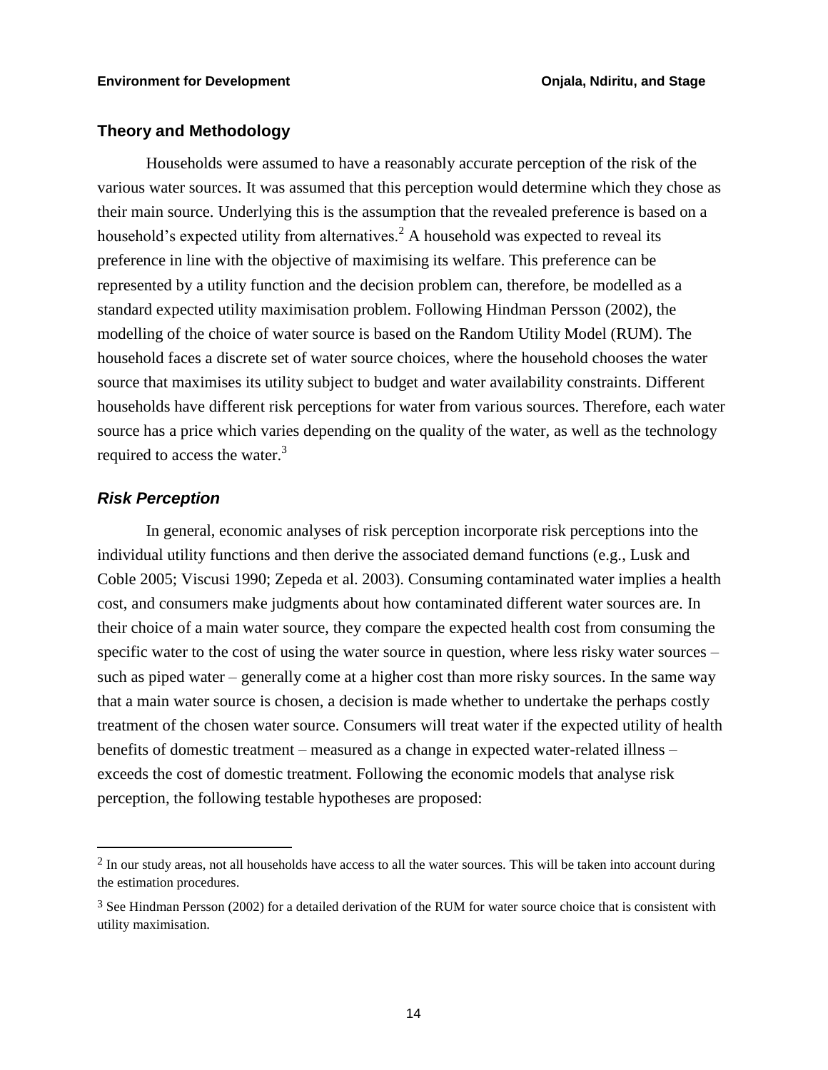## Theory and Methodology

Households were assumed to have a reasonably accurate perception of the risk of the various water sources. It was assumed that this perception would determine which they chose as their main source. Underlying this is the assumption that the revealed preference is based on a household's expected utility from alternatives.[2] A household was expected to reveal its preference in line with the objective of maximising its welfare. This preference can be represented by a utility function and the decision problem can, therefore, be modelled as a standard expected utility maximisation problem. Following Hindman Persson (2002), the modelling of the choice of water source is based on the Random Utility Model (RUM). The household faces a discrete set of water source choices, where the household chooses the water source that maximises its utility subject to budget and water availability constraints. Different households have different risk perceptions for water from various sources. Therefore, each water source has a price which varies depending on the quality of the water, as well as the technology required to access the water.[3]

### *Risk Perception*

In general, economic analyses of risk perception incorporate risk perceptions into the individual utility functions and then derive the associated demand functions (e.g., Lusk and Coble 2005; Viscusi 1990; Zepeda et al. 2003). Consuming contaminated water implies a health cost, and consumers make judgments about how contaminated different water sources are. In their choice of a main water source, they compare the expected health cost from consuming the specific water to the cost of using the water source in question, where less risky water sources – such as piped water – generally come at a higher cost than more risky sources. In the same way that a main water source is chosen, a decision is made whether to undertake the perhaps costly treatment of the chosen water source. Consumers will treat water if the expected utility of health benefits of domestic treatment – measured as a change in expected water-related illness – exceeds the cost of domestic treatment. Following the economic models that analyse risk perception, the following testable hypotheses are proposed:

---

[2] In our study areas, not all households have access to all the water sources. This will be taken into account during the estimation procedures.

[3] See Hindman Persson (2002) for a detailed derivation of the RUM for water source choice that is consistent with utility maximisation.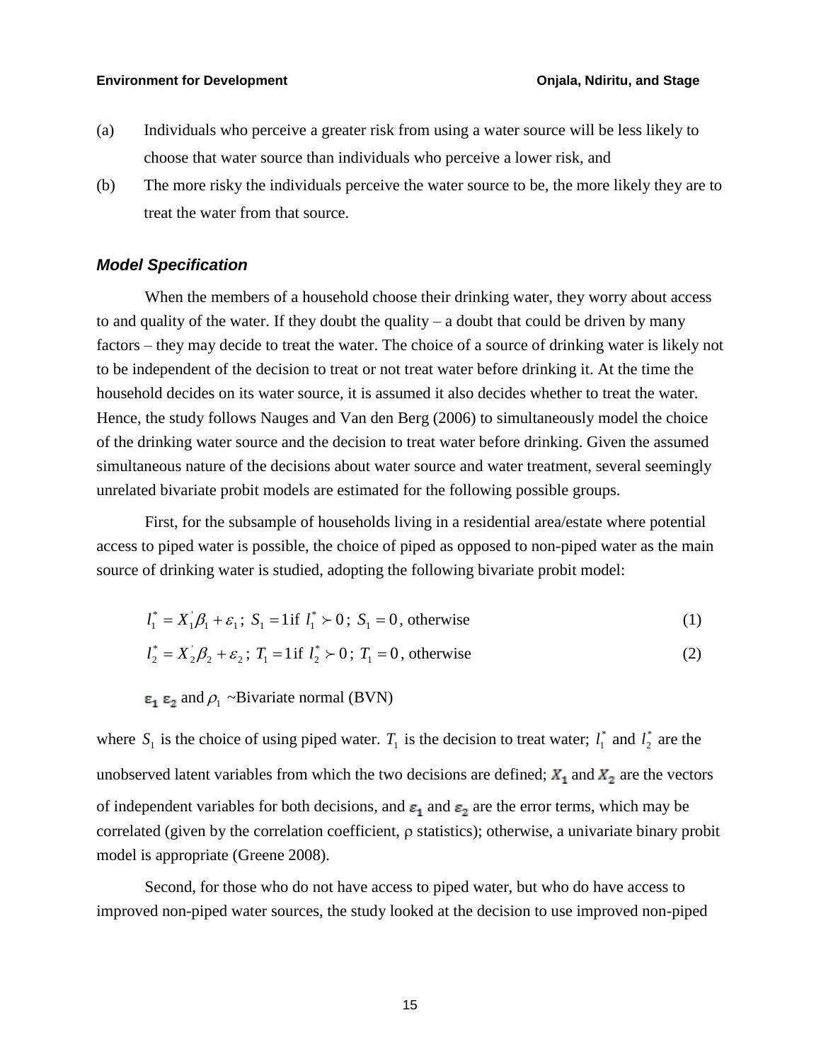(a) Individuals who perceive a greater risk from using a water source will be less likely to choose that water source than individuals who perceive a lower risk, and

(b) The more risky the individuals perceive the water source to be, the more likely they are to treat the water from that source.

### *Model Specification*

When the members of a household choose their drinking water, they worry about access to and quality of the water. If they doubt the quality – a doubt that could be driven by many factors – they may decide to treat the water. The choice of a source of drinking water is likely not to be independent of the decision to treat or not treat water before drinking it. At the time the household decides on its water source, it is assumed it also decides whether to treat the water. Hence, the study follows Nauges and Van den Berg (2006) to simultaneously model the choice of the drinking water source and the decision to treat water before drinking. Given the assumed simultaneous nature of the decisions about water source and water treatment, several seemingly unrelated bivariate probit models are estimated for the following possible groups.

First, for the subsample of households living in a residential area/estate where potential access to piped water is possible, the choice of piped as opposed to non-piped water as the main source of drinking water is studied, adopting the following bivariate probit model:

$$l_1^* = X_1^{'}\beta_1 + \varepsilon_1 \,;\; S_1 = 1 \text{ if } l_1^* \succ 0 \,;\; S_1 = 0 \text{, otherwise} \tag{1}$$

$$l_2^* = X_2^{'}\beta_2 + \varepsilon_2 \,;\; T_1 = 1 \text{ if } l_2^* \succ 0 \,;\; T_1 = 0 \text{, otherwise} \tag{2}$$

$\varepsilon_1$ $\varepsilon_2$ and $\rho_1$ ~Bivariate normal (BVN)

where $S_1$ is the choice of using piped water. $T_1$ is the decision to treat water; $l_1^*$ and $l_2^*$ are the unobserved latent variables from which the two decisions are defined; $X_1$ and $X_2$ are the vectors of independent variables for both decisions, and $\varepsilon_1$ and $\varepsilon_2$ are the error terms, which may be correlated (given by the correlation coefficient, $\rho$ statistics); otherwise, a univariate binary probit model is appropriate (Greene 2008).

Second, for those who do not have access to piped water, but who do have access to improved non-piped water sources, the study looked at the decision to use improved non-piped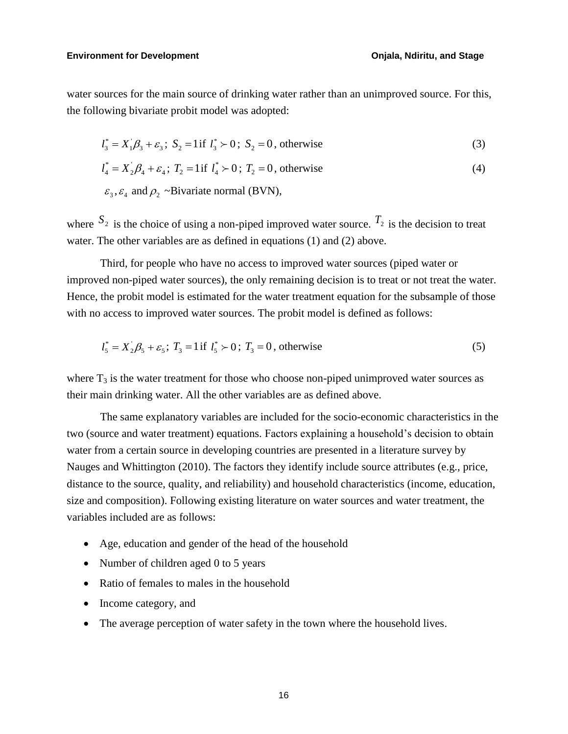water sources for the main source of drinking water rather than an unimproved source. For this, the following bivariate probit model was adopted:

$$l_3^* = X_1^{'}\beta_3 + \varepsilon_3;\ S_2 = 1 \text{ if } l_3^* \succ 0;\ S_2 = 0, \text{ otherwise} \tag{3}$$

$$l_4^* = X_2^{'}\beta_4 + \varepsilon_4;\ T_2 = 1 \text{ if } l_4^* \succ 0;\ T_2 = 0, \text{ otherwise} \tag{4}$$

$$\varepsilon_3, \varepsilon_4 \text{ and } \rho_2 \text{ ~Bivariate normal (BVN)},$$

where $S_2$ is the choice of using a non-piped improved water source. $T_2$ is the decision to treat water. The other variables are as defined in equations (1) and (2) above.

Third, for people who have no access to improved water sources (piped water or improved non-piped water sources), the only remaining decision is to treat or not treat the water. Hence, the probit model is estimated for the water treatment equation for the subsample of those with no access to improved water sources. The probit model is defined as follows:

$$l_5^* = X_2^{'}\beta_5 + \varepsilon_5;\ T_3 = 1 \text{ if } l_5^* \succ 0;\ T_3 = 0, \text{ otherwise} \tag{5}$$

where $T_3$ is the water treatment for those who choose non-piped unimproved water sources as their main drinking water. All the other variables are as defined above.

The same explanatory variables are included for the socio-economic characteristics in the two (source and water treatment) equations. Factors explaining a household's decision to obtain water from a certain source in developing countries are presented in a literature survey by Nauges and Whittington (2010). The factors they identify include source attributes (e.g., price, distance to the source, quality, and reliability) and household characteristics (income, education, size and composition). Following existing literature on water sources and water treatment, the variables included are as follows:

- Age, education and gender of the head of the household
- Number of children aged 0 to 5 years
- Ratio of females to males in the household
- Income category, and
- The average perception of water safety in the town where the household lives.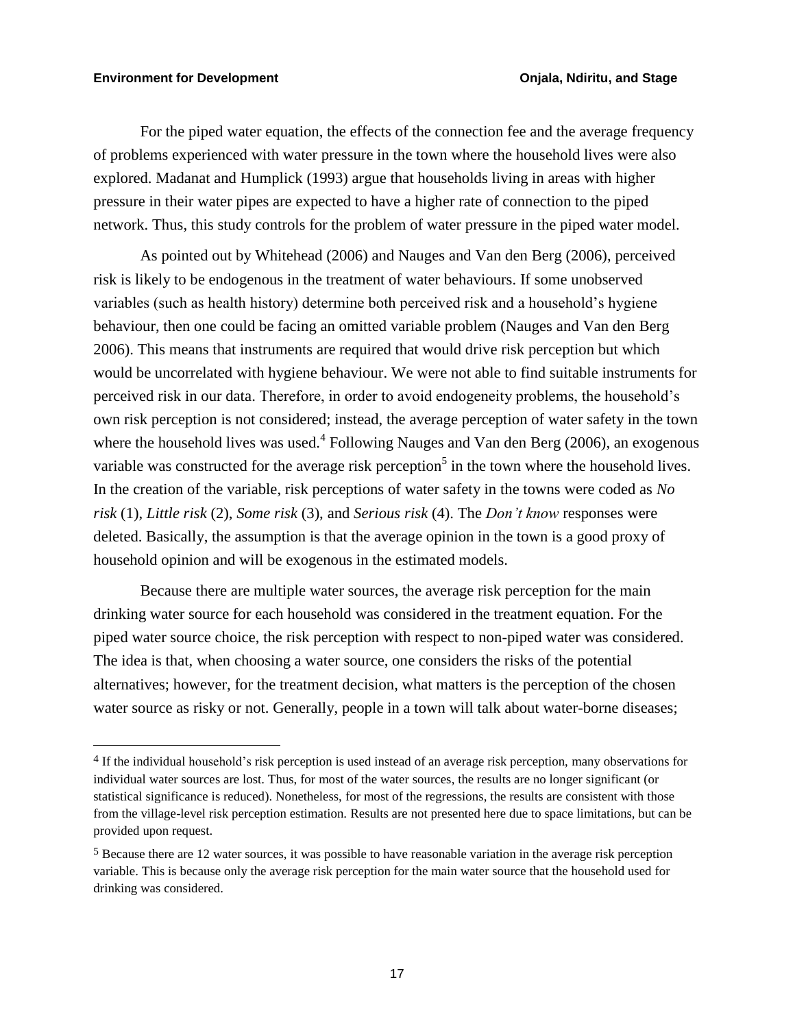For the piped water equation, the effects of the connection fee and the average frequency of problems experienced with water pressure in the town where the household lives were also explored. Madanat and Humplick (1993) argue that households living in areas with higher pressure in their water pipes are expected to have a higher rate of connection to the piped network. Thus, this study controls for the problem of water pressure in the piped water model.

As pointed out by Whitehead (2006) and Nauges and Van den Berg (2006), perceived risk is likely to be endogenous in the treatment of water behaviours. If some unobserved variables (such as health history) determine both perceived risk and a household's hygiene behaviour, then one could be facing an omitted variable problem (Nauges and Van den Berg 2006). This means that instruments are required that would drive risk perception but which would be uncorrelated with hygiene behaviour. We were not able to find suitable instruments for perceived risk in our data. Therefore, in order to avoid endogeneity problems, the household's own risk perception is not considered; instead, the average perception of water safety in the town where the household lives was used.[4] Following Nauges and Van den Berg (2006), an exogenous variable was constructed for the average risk perception[5] in the town where the household lives. In the creation of the variable, risk perceptions of water safety in the towns were coded as *No risk* (1), *Little risk* (2), *Some risk* (3), and *Serious risk* (4). The *Don't know* responses were deleted. Basically, the assumption is that the average opinion in the town is a good proxy of household opinion and will be exogenous in the estimated models.

Because there are multiple water sources, the average risk perception for the main drinking water source for each household was considered in the treatment equation. For the piped water source choice, the risk perception with respect to non-piped water was considered. The idea is that, when choosing a water source, one considers the risks of the potential alternatives; however, for the treatment decision, what matters is the perception of the chosen water source as risky or not. Generally, people in a town will talk about water-borne diseases;

---

[4] If the individual household's risk perception is used instead of an average risk perception, many observations for individual water sources are lost. Thus, for most of the water sources, the results are no longer significant (or statistical significance is reduced). Nonetheless, for most of the regressions, the results are consistent with those from the village-level risk perception estimation. Results are not presented here due to space limitations, but can be provided upon request.

[5] Because there are 12 water sources, it was possible to have reasonable variation in the average risk perception variable. This is because only the average risk perception for the main water source that the household used for drinking was considered.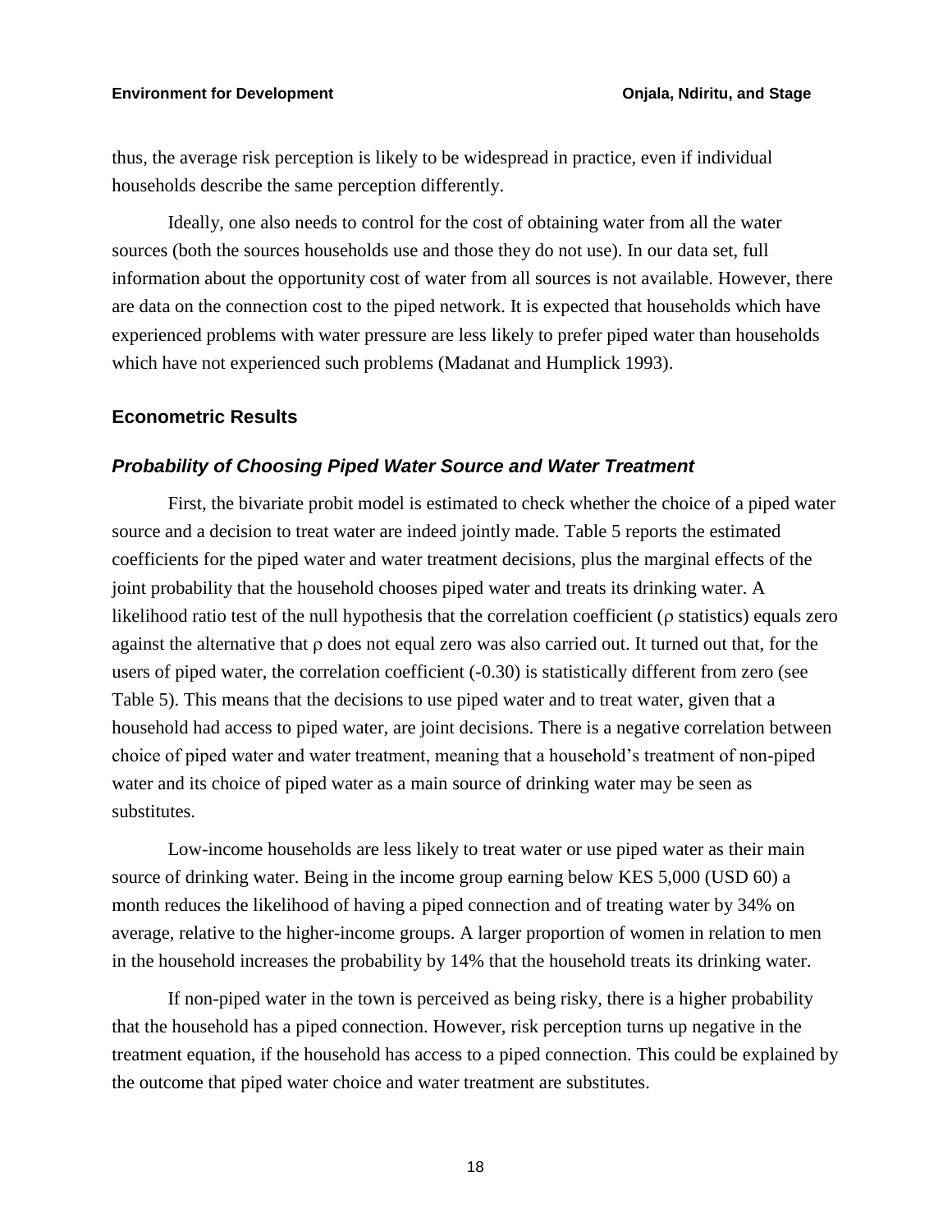thus, the average risk perception is likely to be widespread in practice, even if individual households describe the same perception differently.

Ideally, one also needs to control for the cost of obtaining water from all the water sources (both the sources households use and those they do not use). In our data set, full information about the opportunity cost of water from all sources is not available. However, there are data on the connection cost to the piped network. It is expected that households which have experienced problems with water pressure are less likely to prefer piped water than households which have not experienced such problems (Madanat and Humplick 1993).

## Econometric Results

### *Probability of Choosing Piped Water Source and Water Treatment*

First, the bivariate probit model is estimated to check whether the choice of a piped water source and a decision to treat water are indeed jointly made. Table 5 reports the estimated coefficients for the piped water and water treatment decisions, plus the marginal effects of the joint probability that the household chooses piped water and treats its drinking water. A likelihood ratio test of the null hypothesis that the correlation coefficient ($\rho$ statistics) equals zero against the alternative that $\rho$ does not equal zero was also carried out. It turned out that, for the users of piped water, the correlation coefficient (-0.30) is statistically different from zero (see Table 5). This means that the decisions to use piped water and to treat water, given that a household had access to piped water, are joint decisions. There is a negative correlation between choice of piped water and water treatment, meaning that a household's treatment of non-piped water and its choice of piped water as a main source of drinking water may be seen as substitutes.

Low-income households are less likely to treat water or use piped water as their main source of drinking water. Being in the income group earning below KES 5,000 (USD 60) a month reduces the likelihood of having a piped connection and of treating water by 34% on average, relative to the higher-income groups. A larger proportion of women in relation to men in the household increases the probability by 14% that the household treats its drinking water.

If non-piped water in the town is perceived as being risky, there is a higher probability that the household has a piped connection. However, risk perception turns up negative in the treatment equation, if the household has access to a piped connection. This could be explained by the outcome that piped water choice and water treatment are substitutes.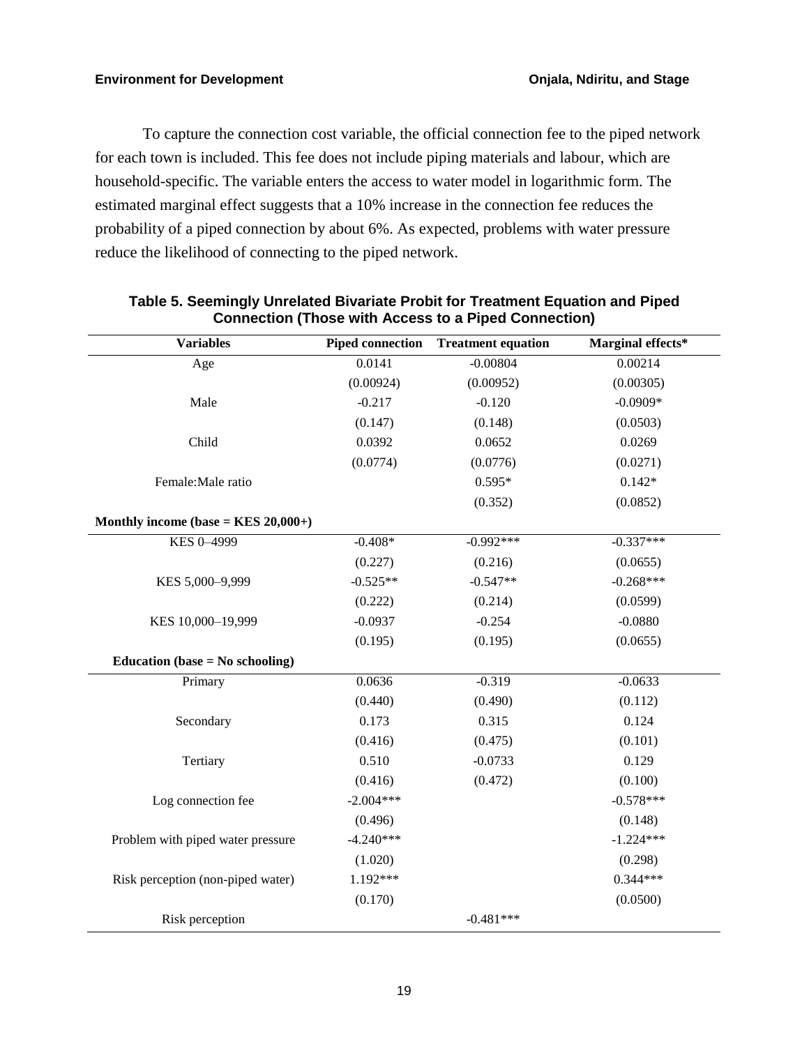To capture the connection cost variable, the official connection fee to the piped network for each town is included. This fee does not include piping materials and labour, which are household-specific. The variable enters the access to water model in logarithmic form. The estimated marginal effect suggests that a 10% increase in the connection fee reduces the probability of a piped connection by about 6%. As expected, problems with water pressure reduce the likelihood of connecting to the piped network.

**Table 5. Seemingly Unrelated Bivariate Probit for Treatment Equation and Piped Connection (Those with Access to a Piped Connection)**

| Variables | Piped connection | Treatment equation | Marginal effects* |
|---|---|---|---|
| Age | 0.0141 | -0.00804 | 0.00214 |
| | (0.00924) | (0.00952) | (0.00305) |
| Male | -0.217 | -0.120 | -0.0909* |
| | (0.147) | (0.148) | (0.0503) |
| Child | 0.0392 | 0.0652 | 0.0269 |
| | (0.0774) | (0.0776) | (0.0271) |
| Female:Male ratio | | 0.595* | 0.142* |
| | | (0.352) | (0.0852) |
| **Monthly income (base = KES 20,000+)** | | | |
| KES 0–4999 | -0.408* | -0.992*** | -0.337*** |
| | (0.227) | (0.216) | (0.0655) |
| KES 5,000–9,999 | -0.525** | -0.547** | -0.268*** |
| | (0.222) | (0.214) | (0.0599) |
| KES 10,000–19,999 | -0.0937 | -0.254 | -0.0880 |
| | (0.195) | (0.195) | (0.0655) |
| **Education (base = No schooling)** | | | |
| Primary | 0.0636 | -0.319 | -0.0633 |
| | (0.440) | (0.490) | (0.112) |
| Secondary | 0.173 | 0.315 | 0.124 |
| | (0.416) | (0.475) | (0.101) |
| Tertiary | 0.510 | -0.0733 | 0.129 |
| | (0.416) | (0.472) | (0.100) |
| Log connection fee | -2.004*** | | -0.578*** |
| | (0.496) | | (0.148) |
| Problem with piped water pressure | -4.240*** | | -1.224*** |
| | (1.020) | | (0.298) |
| Risk perception (non-piped water) | 1.192*** | | 0.344*** |
| | (0.170) | | (0.0500) |
| Risk perception | | -0.481*** | |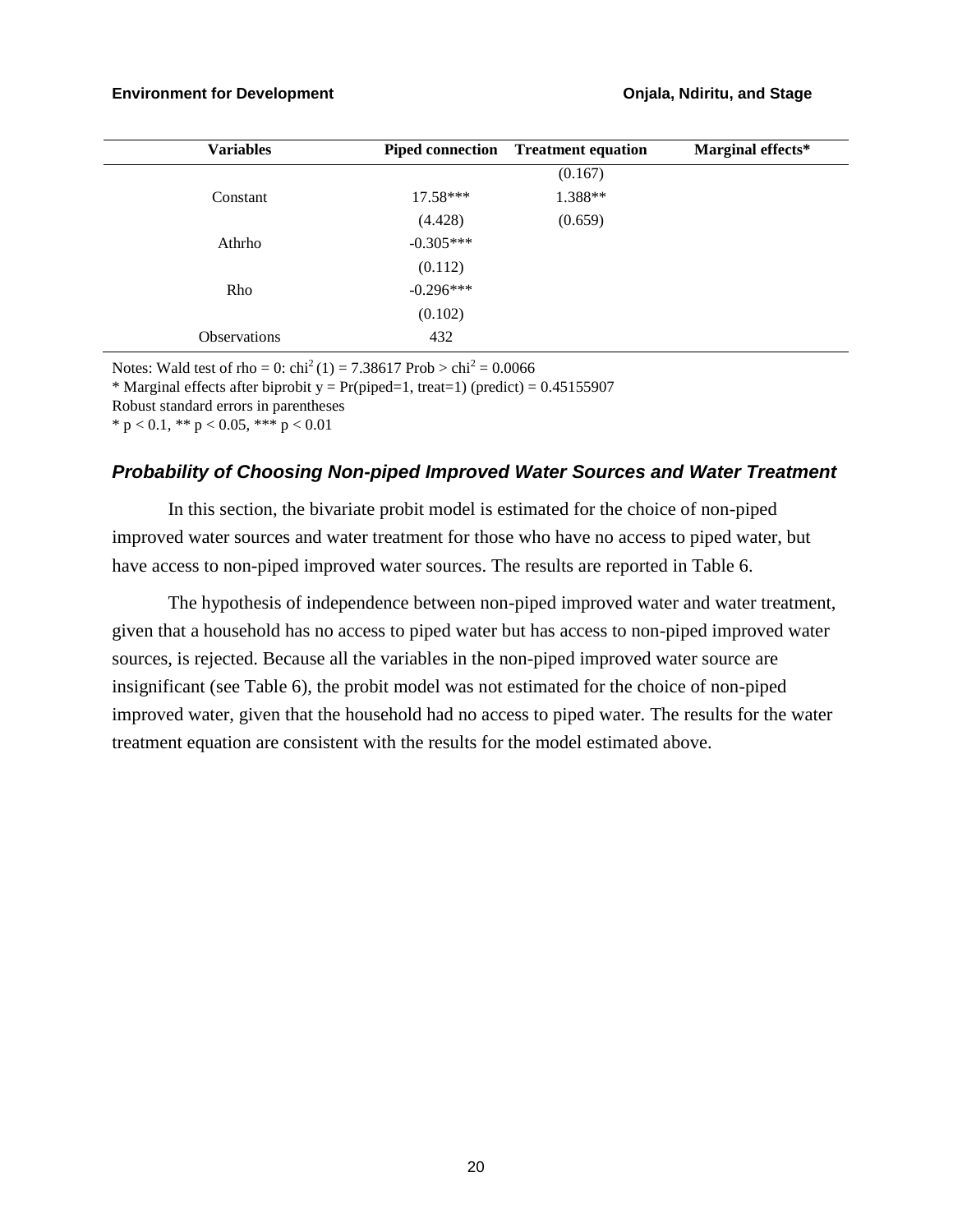| Variables | Piped connection | Treatment equation | Marginal effects* |
|---|---|---|---|
| | | (0.167) | |
| Constant | 17.58*** | 1.388** | |
| | (4.428) | (0.659) | |
| Athrho | -0.305*** | | |
| | (0.112) | | |
| Rho | -0.296*** | | |
| | (0.102) | | |
| Observations | 432 | | |

Notes: Wald test of rho = 0: $chi^2 (1) = 7.38617$ Prob > $chi^2 = 0.0066$

* Marginal effects after biprobit y = Pr(piped=1, treat=1) (predict) = 0.45155907

Robust standard errors in parentheses

* $p < 0.1$, ** $p < 0.05$, *** $p < 0.01$

### *Probability of Choosing Non-piped Improved Water Sources and Water Treatment*

In this section, the bivariate probit model is estimated for the choice of non-piped improved water sources and water treatment for those who have no access to piped water, but have access to non-piped improved water sources. The results are reported in Table 6.

The hypothesis of independence between non-piped improved water and water treatment, given that a household has no access to piped water but has access to non-piped improved water sources, is rejected. Because all the variables in the non-piped improved water source are insignificant (see Table 6), the probit model was not estimated for the choice of non-piped improved water, given that the household had no access to piped water. The results for the water treatment equation are consistent with the results for the model estimated above.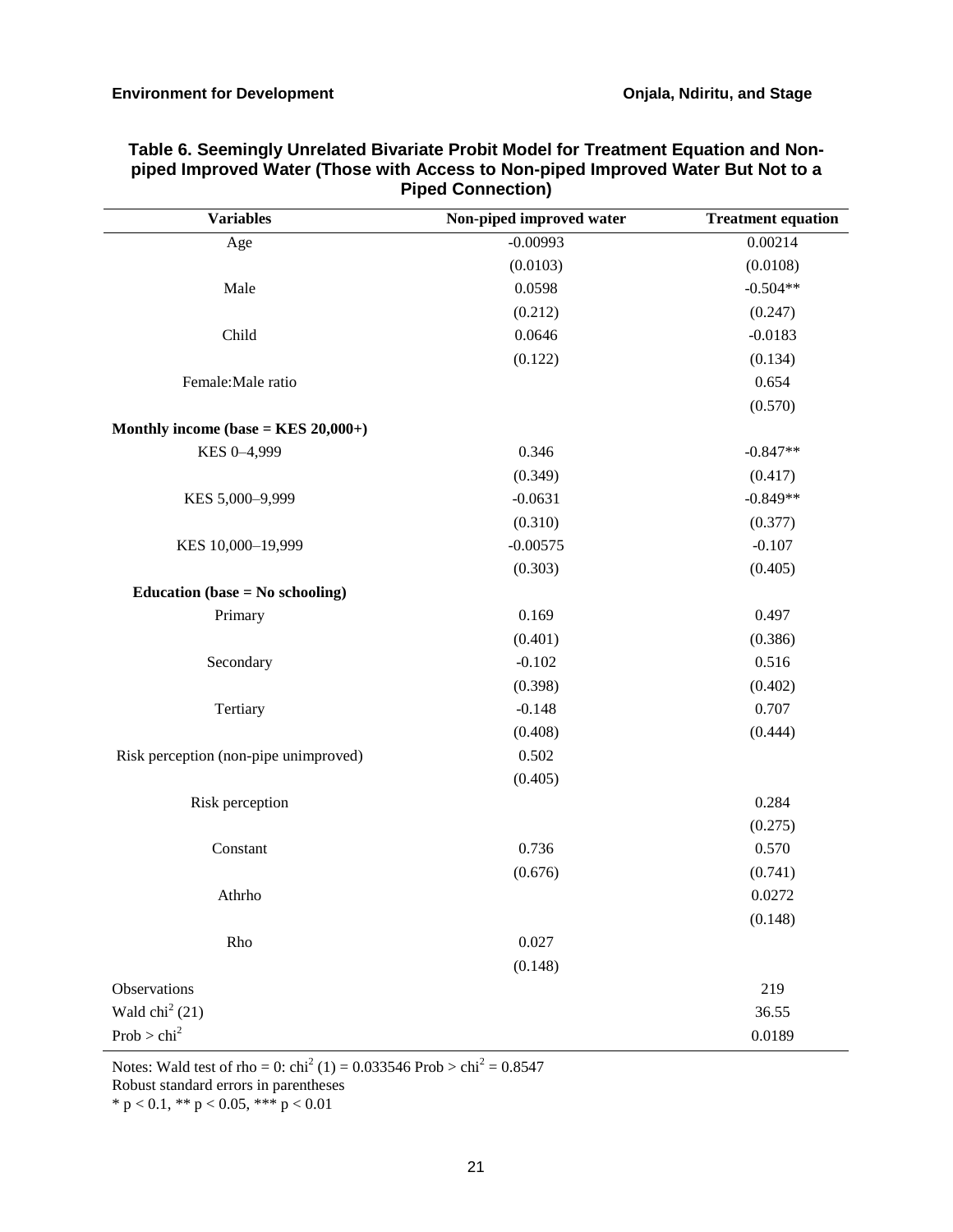**Table 6. Seemingly Unrelated Bivariate Probit Model for Treatment Equation and Non-piped Improved Water (Those with Access to Non-piped Improved Water But Not to a Piped Connection)**

| Variables | Non-piped improved water | Treatment equation |
|---|---|---|
| Age | -0.00993 | 0.00214 |
| | (0.0103) | (0.0108) |
| Male | 0.0598 | -0.504** |
| | (0.212) | (0.247) |
| Child | 0.0646 | -0.0183 |
| | (0.122) | (0.134) |
| Female:Male ratio | | 0.654 |
| | | (0.570) |
| **Monthly income (base = KES 20,000+)** | | |
| KES 0–4,999 | 0.346 | -0.847** |
| | (0.349) | (0.417) |
| KES 5,000–9,999 | -0.0631 | -0.849** |
| | (0.310) | (0.377) |
| KES 10,000–19,999 | -0.00575 | -0.107 |
| | (0.303) | (0.405) |
| **Education (base = No schooling)** | | |
| Primary | 0.169 | 0.497 |
| | (0.401) | (0.386) |
| Secondary | -0.102 | 0.516 |
| | (0.398) | (0.402) |
| Tertiary | -0.148 | 0.707 |
| | (0.408) | (0.444) |
| Risk perception (non-pipe unimproved) | 0.502 | |
| | (0.405) | |
| Risk perception | | 0.284 |
| | | (0.275) |
| Constant | 0.736 | 0.570 |
| | (0.676) | (0.741) |
| Athrho | | 0.0272 |
| | | (0.148) |
| Rho | 0.027 | |
| | (0.148) | |
| Observations | | 219 |
| Wald $chi^2$ (21) | | 36.55 |
| Prob > $chi^2$ | | 0.0189 |

Notes: Wald test of rho = 0: $chi^2$ (1) = 0.033546 Prob > $chi^2$ = 0.8547
Robust standard errors in parentheses
* $p < 0.1$, ** $p < 0.05$, *** $p < 0.01$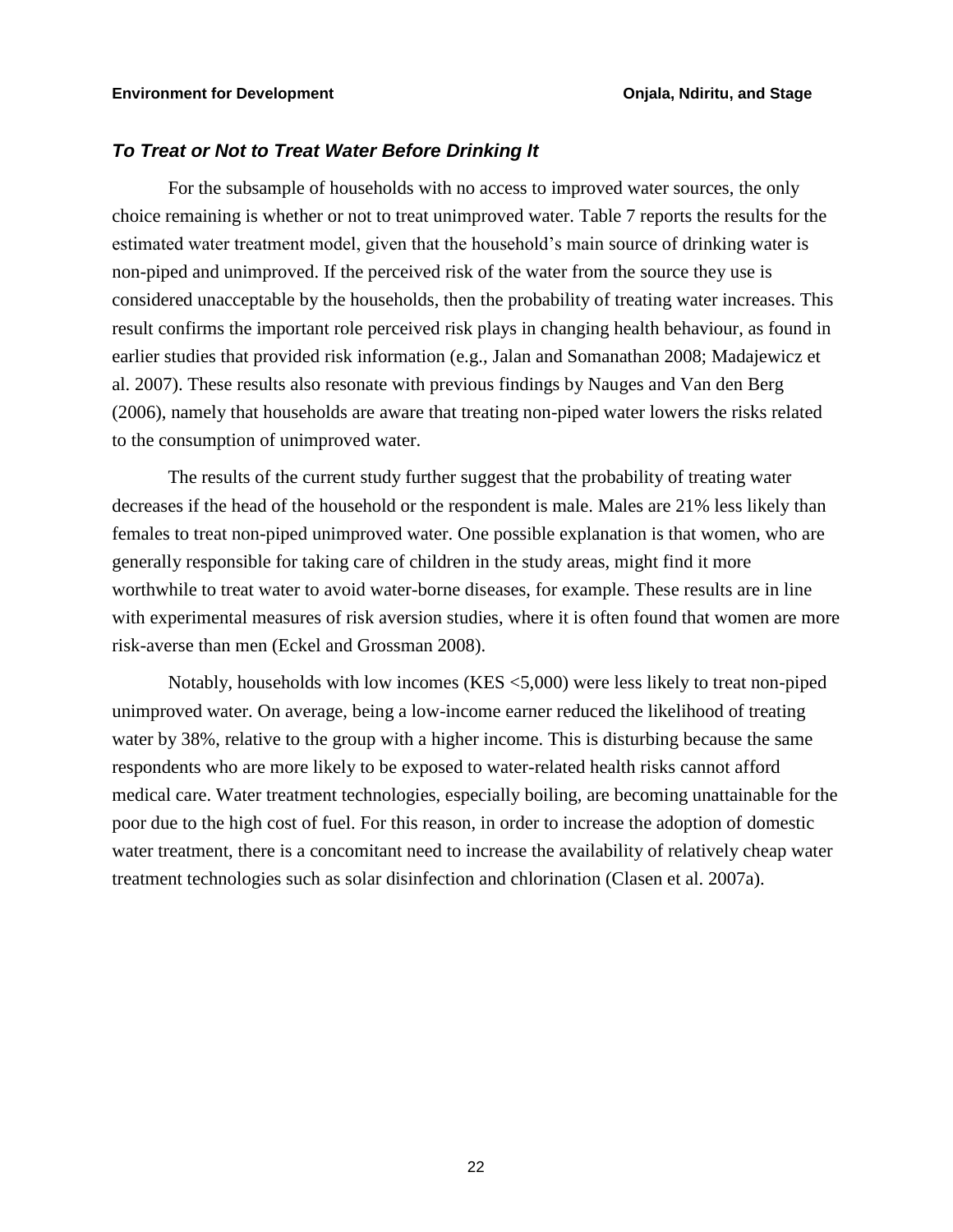### *To Treat or Not to Treat Water Before Drinking It*

For the subsample of households with no access to improved water sources, the only choice remaining is whether or not to treat unimproved water. Table 7 reports the results for the estimated water treatment model, given that the household's main source of drinking water is non-piped and unimproved. If the perceived risk of the water from the source they use is considered unacceptable by the households, then the probability of treating water increases. This result confirms the important role perceived risk plays in changing health behaviour, as found in earlier studies that provided risk information (e.g., Jalan and Somanathan 2008; Madajewicz et al. 2007). These results also resonate with previous findings by Nauges and Van den Berg (2006), namely that households are aware that treating non-piped water lowers the risks related to the consumption of unimproved water.

The results of the current study further suggest that the probability of treating water decreases if the head of the household or the respondent is male. Males are 21% less likely than females to treat non-piped unimproved water. One possible explanation is that women, who are generally responsible for taking care of children in the study areas, might find it more worthwhile to treat water to avoid water-borne diseases, for example. These results are in line with experimental measures of risk aversion studies, where it is often found that women are more risk-averse than men (Eckel and Grossman 2008).

Notably, households with low incomes (KES <5,000) were less likely to treat non-piped unimproved water. On average, being a low-income earner reduced the likelihood of treating water by 38%, relative to the group with a higher income. This is disturbing because the same respondents who are more likely to be exposed to water-related health risks cannot afford medical care. Water treatment technologies, especially boiling, are becoming unattainable for the poor due to the high cost of fuel. For this reason, in order to increase the adoption of domestic water treatment, there is a concomitant need to increase the availability of relatively cheap water treatment technologies such as solar disinfection and chlorination (Clasen et al. 2007a).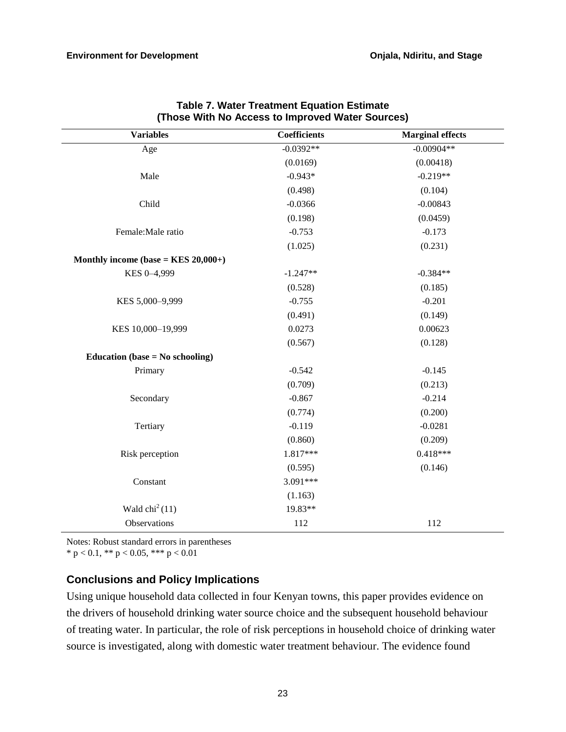**Table 7. Water Treatment Equation Estimate (Those With No Access to Improved Water Sources)**

| Variables | Coefficients | Marginal effects |
|---|---|---|
| Age | -0.0392** | -0.00904** |
| | (0.0169) | (0.00418) |
| Male | -0.943* | -0.219** |
| | (0.498) | (0.104) |
| Child | -0.0366 | -0.00843 |
| | (0.198) | (0.0459) |
| Female:Male ratio | -0.753 | -0.173 |
| | (1.025) | (0.231) |
| **Monthly income (base = KES 20,000+)** | | |
| KES 0–4,999 | -1.247** | -0.384** |
| | (0.528) | (0.185) |
| KES 5,000–9,999 | -0.755 | -0.201 |
| | (0.491) | (0.149) |
| KES 10,000–19,999 | 0.0273 | 0.00623 |
| | (0.567) | (0.128) |
| **Education (base = No schooling)** | | |
| Primary | -0.542 | -0.145 |
| | (0.709) | (0.213) |
| Secondary | -0.867 | -0.214 |
| | (0.774) | (0.200) |
| Tertiary | -0.119 | -0.0281 |
| | (0.860) | (0.209) |
| Risk perception | 1.817*** | 0.418*** |
| | (0.595) | (0.146) |
| Constant | 3.091*** | |
| | (1.163) | |
| Wald $chi^2$ (11) | 19.83** | |
| Observations | 112 | 112 |

Notes: Robust standard errors in parentheses
* $p < 0.1$, ** $p < 0.05$, *** $p < 0.01$

## Conclusions and Policy Implications

Using unique household data collected in four Kenyan towns, this paper provides evidence on the drivers of household drinking water source choice and the subsequent household behaviour of treating water. In particular, the role of risk perceptions in household choice of drinking water source is investigated, along with domestic water treatment behaviour. The evidence found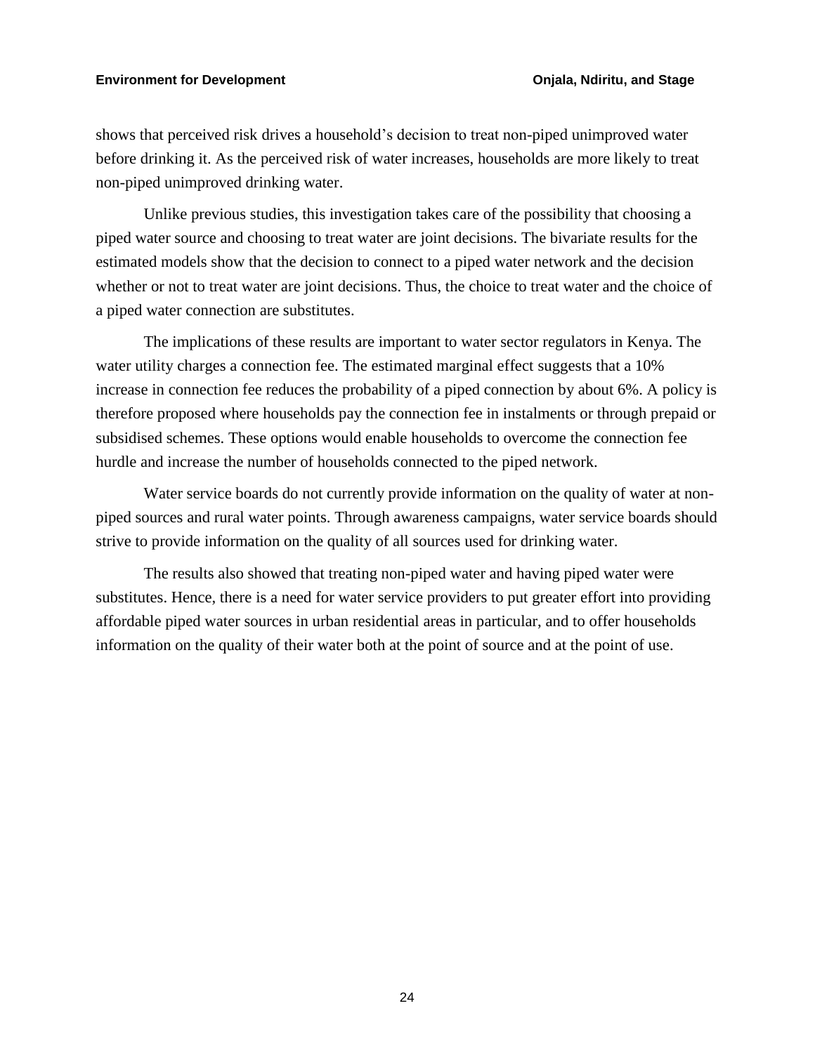shows that perceived risk drives a household's decision to treat non-piped unimproved water before drinking it. As the perceived risk of water increases, households are more likely to treat non-piped unimproved drinking water.

Unlike previous studies, this investigation takes care of the possibility that choosing a piped water source and choosing to treat water are joint decisions. The bivariate results for the estimated models show that the decision to connect to a piped water network and the decision whether or not to treat water are joint decisions. Thus, the choice to treat water and the choice of a piped water connection are substitutes.

The implications of these results are important to water sector regulators in Kenya. The water utility charges a connection fee. The estimated marginal effect suggests that a 10% increase in connection fee reduces the probability of a piped connection by about 6%. A policy is therefore proposed where households pay the connection fee in instalments or through prepaid or subsidised schemes. These options would enable households to overcome the connection fee hurdle and increase the number of households connected to the piped network.

Water service boards do not currently provide information on the quality of water at non-piped sources and rural water points. Through awareness campaigns, water service boards should strive to provide information on the quality of all sources used for drinking water.

The results also showed that treating non-piped water and having piped water were substitutes. Hence, there is a need for water service providers to put greater effort into providing affordable piped water sources in urban residential areas in particular, and to offer households information on the quality of their water both at the point of source and at the point of use.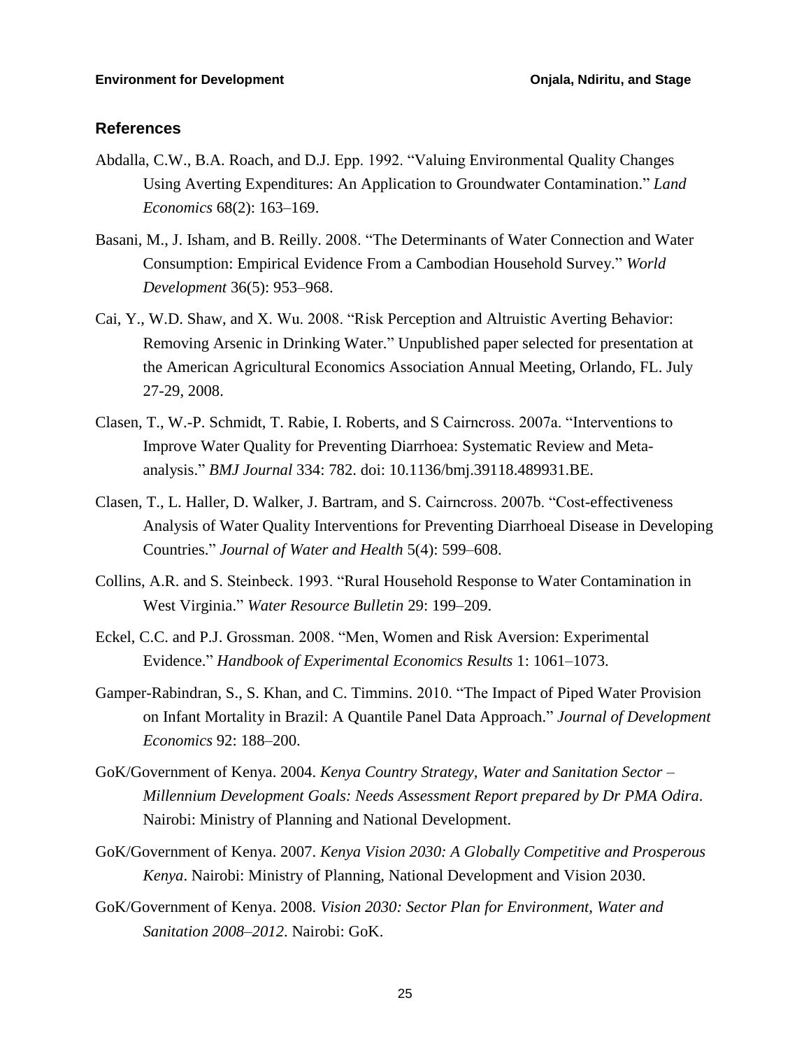## References

Abdalla, C.W., B.A. Roach, and D.J. Epp. 1992. "Valuing Environmental Quality Changes Using Averting Expenditures: An Application to Groundwater Contamination." *Land Economics* 68(2): 163–169.

Basani, M., J. Isham, and B. Reilly. 2008. "The Determinants of Water Connection and Water Consumption: Empirical Evidence From a Cambodian Household Survey." *World Development* 36(5): 953–968.

Cai, Y., W.D. Shaw, and X. Wu. 2008. "Risk Perception and Altruistic Averting Behavior: Removing Arsenic in Drinking Water." Unpublished paper selected for presentation at the American Agricultural Economics Association Annual Meeting, Orlando, FL. July 27-29, 2008.

Clasen, T., W.-P. Schmidt, T. Rabie, I. Roberts, and S Cairncross. 2007a. "Interventions to Improve Water Quality for Preventing Diarrhoea: Systematic Review and Meta-analysis." *BMJ Journal* 334: 782. doi: 10.1136/bmj.39118.489931.BE.

Clasen, T., L. Haller, D. Walker, J. Bartram, and S. Cairncross. 2007b. "Cost-effectiveness Analysis of Water Quality Interventions for Preventing Diarrhoeal Disease in Developing Countries." *Journal of Water and Health* 5(4): 599–608.

Collins, A.R. and S. Steinbeck. 1993. "Rural Household Response to Water Contamination in West Virginia." *Water Resource Bulletin* 29: 199–209.

Eckel, C.C. and P.J. Grossman. 2008. "Men, Women and Risk Aversion: Experimental Evidence." *Handbook of Experimental Economics Results* 1: 1061–1073.

Gamper-Rabindran, S., S. Khan, and C. Timmins. 2010. "The Impact of Piped Water Provision on Infant Mortality in Brazil: A Quantile Panel Data Approach." *Journal of Development Economics* 92: 188–200.

GoK/Government of Kenya. 2004. *Kenya Country Strategy, Water and Sanitation Sector – Millennium Development Goals: Needs Assessment Report prepared by Dr PMA Odira*. Nairobi: Ministry of Planning and National Development.

GoK/Government of Kenya. 2007. *Kenya Vision 2030: A Globally Competitive and Prosperous Kenya*. Nairobi: Ministry of Planning, National Development and Vision 2030.

GoK/Government of Kenya. 2008. *Vision 2030: Sector Plan for Environment, Water and Sanitation 2008–2012*. Nairobi: GoK.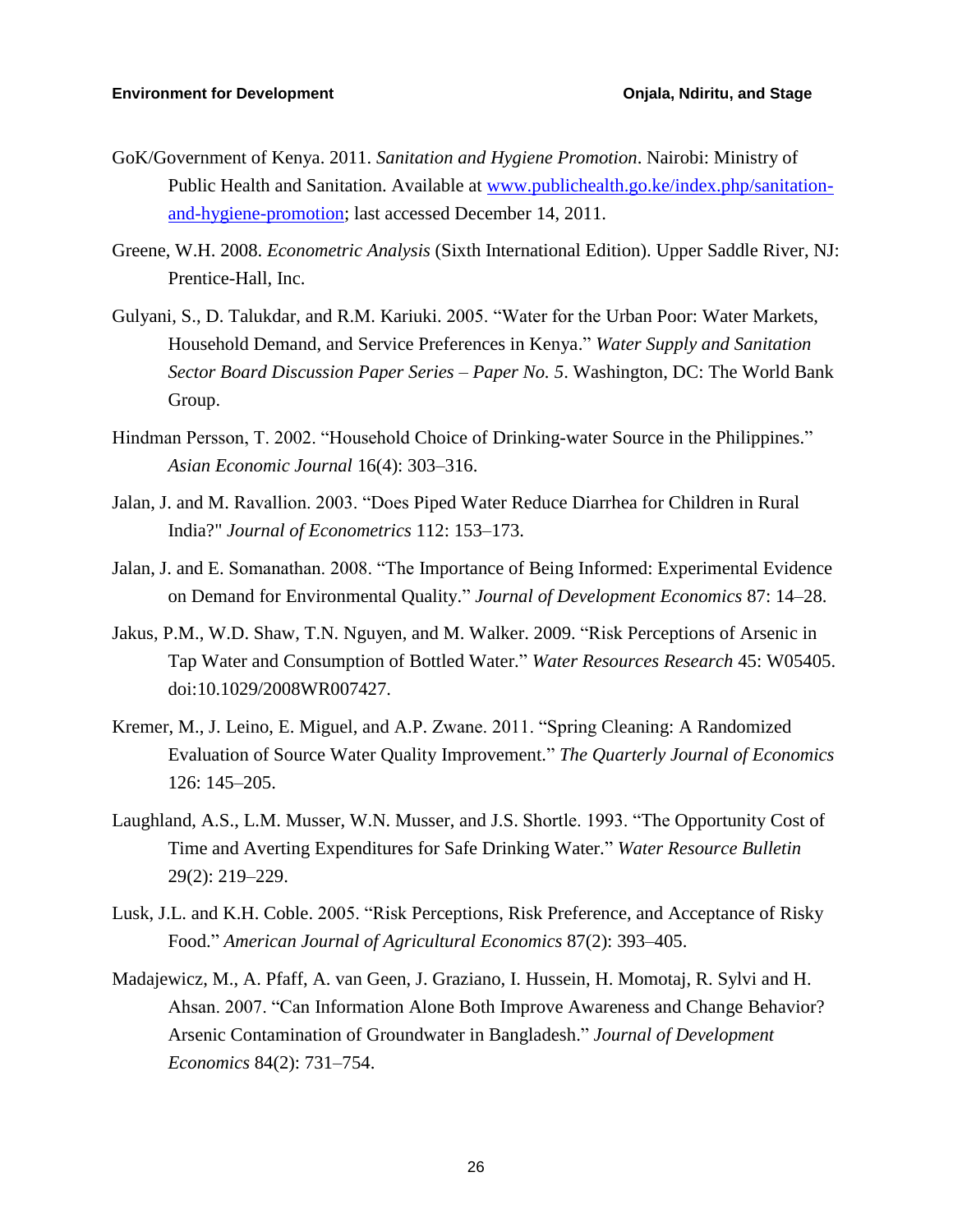GoK/Government of Kenya. 2011. *Sanitation and Hygiene Promotion*. Nairobi: Ministry of Public Health and Sanitation. Available at [www.publichealth.go.ke/index.php/sanitation-and-hygiene-promotion](www.publichealth.go.ke/index.php/sanitation-and-hygiene-promotion); last accessed December 14, 2011.

Greene, W.H. 2008. *Econometric Analysis* (Sixth International Edition). Upper Saddle River, NJ: Prentice-Hall, Inc.

Gulyani, S., D. Talukdar, and R.M. Kariuki. 2005. "Water for the Urban Poor: Water Markets, Household Demand, and Service Preferences in Kenya." *Water Supply and Sanitation Sector Board Discussion Paper Series – Paper No. 5*. Washington, DC: The World Bank Group.

Hindman Persson, T. 2002. "Household Choice of Drinking-water Source in the Philippines." *Asian Economic Journal* 16(4): 303–316.

Jalan, J. and M. Ravallion. 2003. "Does Piped Water Reduce Diarrhea for Children in Rural India?" *Journal of Econometrics* 112: 153–173.

Jalan, J. and E. Somanathan. 2008. "The Importance of Being Informed: Experimental Evidence on Demand for Environmental Quality." *Journal of Development Economics* 87: 14–28.

Jakus, P.M., W.D. Shaw, T.N. Nguyen, and M. Walker. 2009. "Risk Perceptions of Arsenic in Tap Water and Consumption of Bottled Water." *Water Resources Research* 45: W05405. doi:10.1029/2008WR007427.

Kremer, M., J. Leino, E. Miguel, and A.P. Zwane. 2011. "Spring Cleaning: A Randomized Evaluation of Source Water Quality Improvement." *The Quarterly Journal of Economics* 126: 145–205.

Laughland, A.S., L.M. Musser, W.N. Musser, and J.S. Shortle. 1993. "The Opportunity Cost of Time and Averting Expenditures for Safe Drinking Water." *Water Resource Bulletin* 29(2): 219–229.

Lusk, J.L. and K.H. Coble. 2005. "Risk Perceptions, Risk Preference, and Acceptance of Risky Food." *American Journal of Agricultural Economics* 87(2): 393–405.

Madajewicz, M., A. Pfaff, A. van Geen, J. Graziano, I. Hussein, H. Momotaj, R. Sylvi and H. Ahsan. 2007. "Can Information Alone Both Improve Awareness and Change Behavior? Arsenic Contamination of Groundwater in Bangladesh." *Journal of Development Economics* 84(2): 731–754.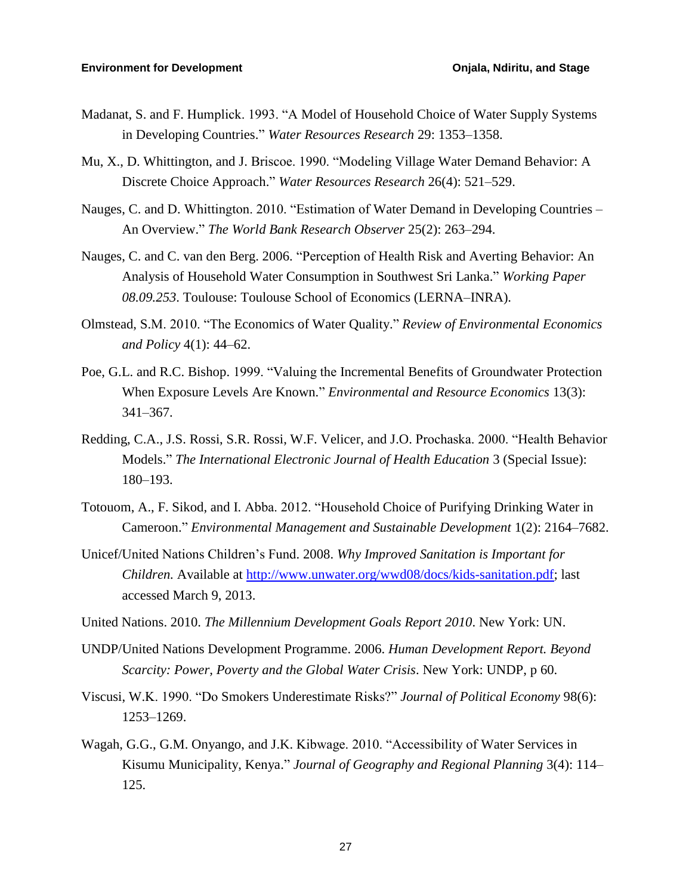Madanat, S. and F. Humplick. 1993. "A Model of Household Choice of Water Supply Systems in Developing Countries." *Water Resources Research* 29: 1353–1358.

Mu, X., D. Whittington, and J. Briscoe. 1990. "Modeling Village Water Demand Behavior: A Discrete Choice Approach." *Water Resources Research* 26(4): 521–529.

Nauges, C. and D. Whittington. 2010. "Estimation of Water Demand in Developing Countries – An Overview." *The World Bank Research Observer* 25(2): 263–294.

Nauges, C. and C. van den Berg. 2006. "Perception of Health Risk and Averting Behavior: An Analysis of Household Water Consumption in Southwest Sri Lanka." *Working Paper 08.09.253*. Toulouse: Toulouse School of Economics (LERNA–INRA).

Olmstead, S.M. 2010. "The Economics of Water Quality." *Review of Environmental Economics and Policy* 4(1): 44–62.

Poe, G.L. and R.C. Bishop. 1999. "Valuing the Incremental Benefits of Groundwater Protection When Exposure Levels Are Known." *Environmental and Resource Economics* 13(3): 341–367.

Redding, C.A., J.S. Rossi, S.R. Rossi, W.F. Velicer, and J.O. Prochaska. 2000. "Health Behavior Models." *The International Electronic Journal of Health Education* 3 (Special Issue): 180–193.

Totouom, A., F. Sikod, and I. Abba. 2012. "Household Choice of Purifying Drinking Water in Cameroon." *Environmental Management and Sustainable Development* 1(2): 2164–7682.

Unicef/United Nations Children's Fund. 2008. *Why Improved Sanitation is Important for Children.* Available at http://www.unwater.org/wwd08/docs/kids-sanitation.pdf; last accessed March 9, 2013.

United Nations. 2010. *The Millennium Development Goals Report 2010*. New York: UN.

UNDP/United Nations Development Programme. 2006. *Human Development Report. Beyond Scarcity: Power, Poverty and the Global Water Crisis*. New York: UNDP, p 60.

Viscusi, W.K. 1990. "Do Smokers Underestimate Risks?" *Journal of Political Economy* 98(6): 1253–1269.

Wagah, G.G., G.M. Onyango, and J.K. Kibwage. 2010. "Accessibility of Water Services in Kisumu Municipality, Kenya." *Journal of Geography and Regional Planning* 3(4): 114–125.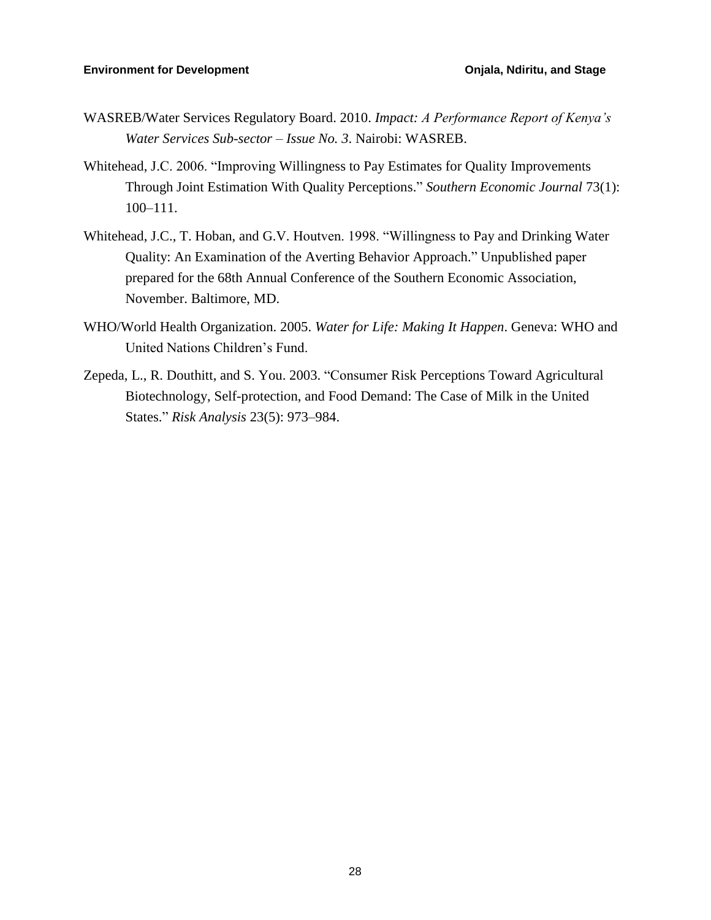WASREB/Water Services Regulatory Board. 2010. *Impact: A Performance Report of Kenya's Water Services Sub-sector – Issue No. 3*. Nairobi: WASREB.

Whitehead, J.C. 2006. "Improving Willingness to Pay Estimates for Quality Improvements Through Joint Estimation With Quality Perceptions." *Southern Economic Journal* 73(1): 100–111.

Whitehead, J.C., T. Hoban, and G.V. Houtven. 1998. "Willingness to Pay and Drinking Water Quality: An Examination of the Averting Behavior Approach." Unpublished paper prepared for the 68th Annual Conference of the Southern Economic Association, November. Baltimore, MD.

WHO/World Health Organization. 2005. *Water for Life: Making It Happen*. Geneva: WHO and United Nations Children's Fund.

Zepeda, L., R. Douthitt, and S. You. 2003. "Consumer Risk Perceptions Toward Agricultural Biotechnology, Self-protection, and Food Demand: The Case of Milk in the United States." *Risk Analysis* 23(5): 973–984.